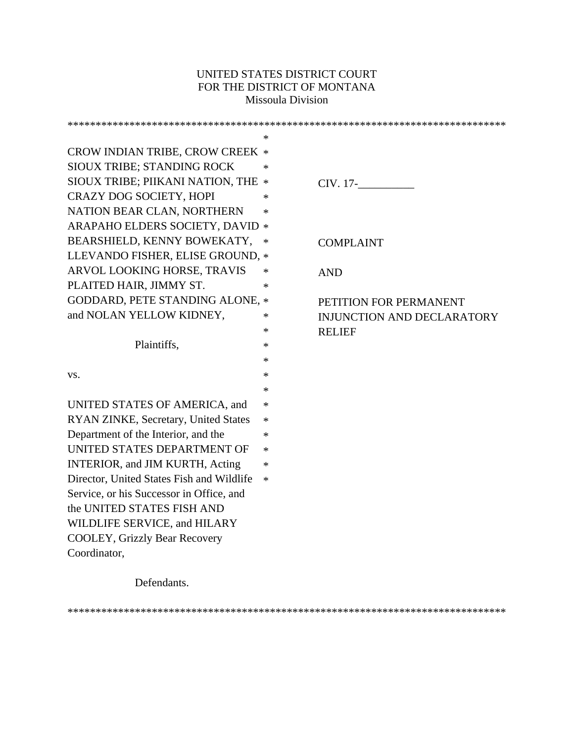UNITED STATES DISTRICT COURT
FOR THE DISTRICT OF MONTANA
Missoula Division

CROW INDIAN TRIBE, CROW CREEK SIOUX TRIBE; STANDING ROCK SIOUX TRIBE; PIIKANI NATION, THE CRAZY DOG SOCIETY, HOPI NATION BEAR CLAN, NORTHERN ARAPAHO ELDERS SOCIETY, DAVID BEARSHIELD, KENNY BOWEKATY, LLEVANDO FISHER, ELISE GROUND, ARVOL LOOKING HORSE, TRAVIS PLAITED HAIR, JIMMY ST. GODDARD, PETE STANDING ALONE, and NOLAN YELLOW KIDNEY,

Plaintiffs,

vs.

UNITED STATES OF AMERICA, and RYAN ZINKE, Secretary, United States Department of the Interior, and the UNITED STATES DEPARTMENT OF INTERIOR, and JIM KURTH, Acting Director, United States Fish and Wildlife Service, or his Successor in Office, and the UNITED STATES FISH AND WILDLIFE SERVICE, and HILARY COOLEY, Grizzly Bear Recovery Coordinator,

Defendants.

CIV. 17-__________

COMPLAINT

AND

PETITION FOR PERMANENT INJUNCTION AND DECLARATORY RELIEF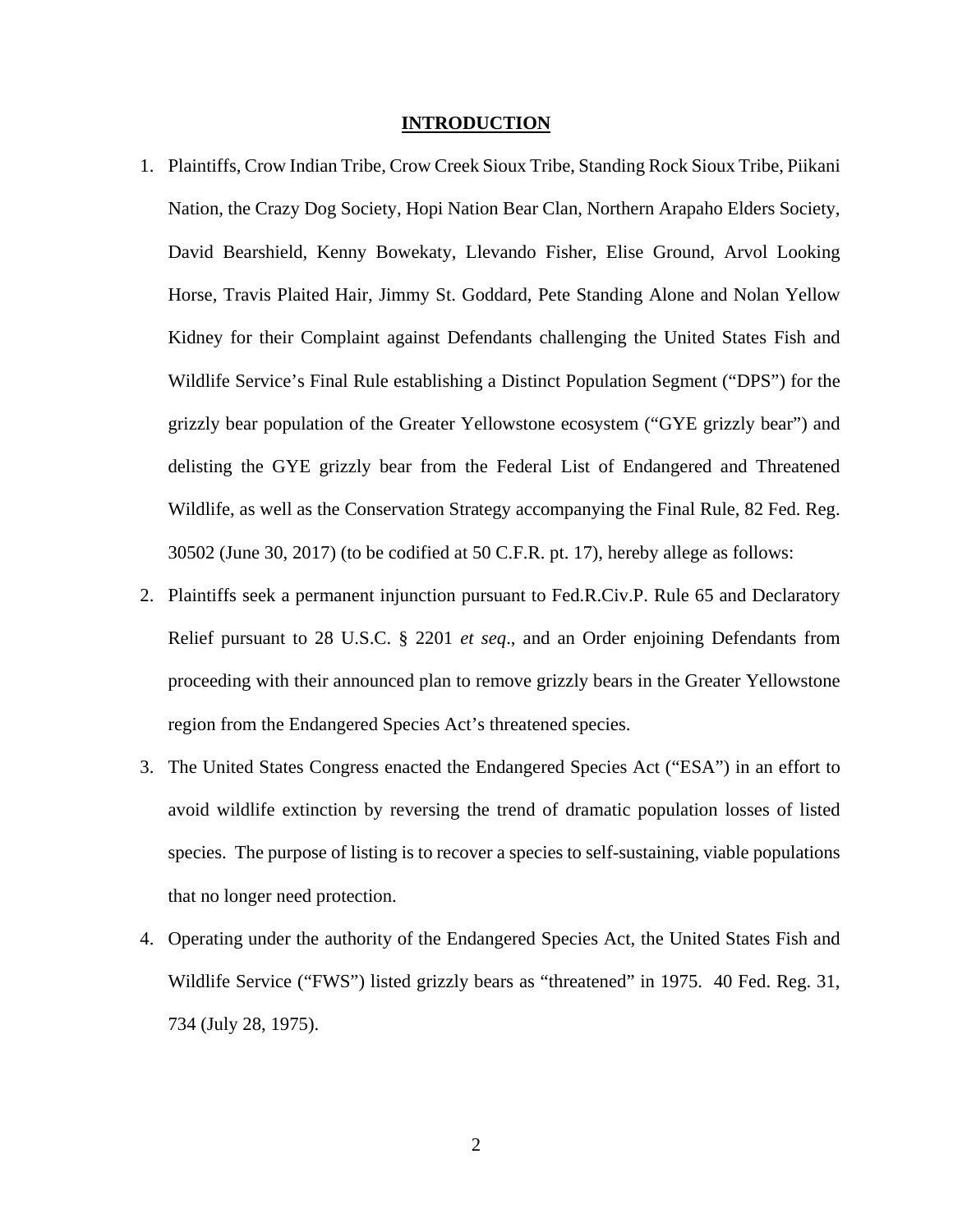## INTRODUCTION

1. Plaintiffs, Crow Indian Tribe, Crow Creek Sioux Tribe, Standing Rock Sioux Tribe, Piikani Nation, the Crazy Dog Society, Hopi Nation Bear Clan, Northern Arapaho Elders Society, David Bearshield, Kenny Bowekaty, Llevando Fisher, Elise Ground, Arvol Looking Horse, Travis Plaited Hair, Jimmy St. Goddard, Pete Standing Alone and Nolan Yellow Kidney for their Complaint against Defendants challenging the United States Fish and Wildlife Service's Final Rule establishing a Distinct Population Segment ("DPS") for the grizzly bear population of the Greater Yellowstone ecosystem ("GYE grizzly bear") and delisting the GYE grizzly bear from the Federal List of Endangered and Threatened Wildlife, as well as the Conservation Strategy accompanying the Final Rule, 82 Fed. Reg. 30502 (June 30, 2017) (to be codified at 50 C.F.R. pt. 17), hereby allege as follows:

2. Plaintiffs seek a permanent injunction pursuant to Fed.R.Civ.P. Rule 65 and Declaratory Relief pursuant to 28 U.S.C. § 2201 *et seq*., and an Order enjoining Defendants from proceeding with their announced plan to remove grizzly bears in the Greater Yellowstone region from the Endangered Species Act's threatened species.

3. The United States Congress enacted the Endangered Species Act ("ESA") in an effort to avoid wildlife extinction by reversing the trend of dramatic population losses of listed species. The purpose of listing is to recover a species to self-sustaining, viable populations that no longer need protection.

4. Operating under the authority of the Endangered Species Act, the United States Fish and Wildlife Service ("FWS") listed grizzly bears as "threatened" in 1975. 40 Fed. Reg. 31, 734 (July 28, 1975).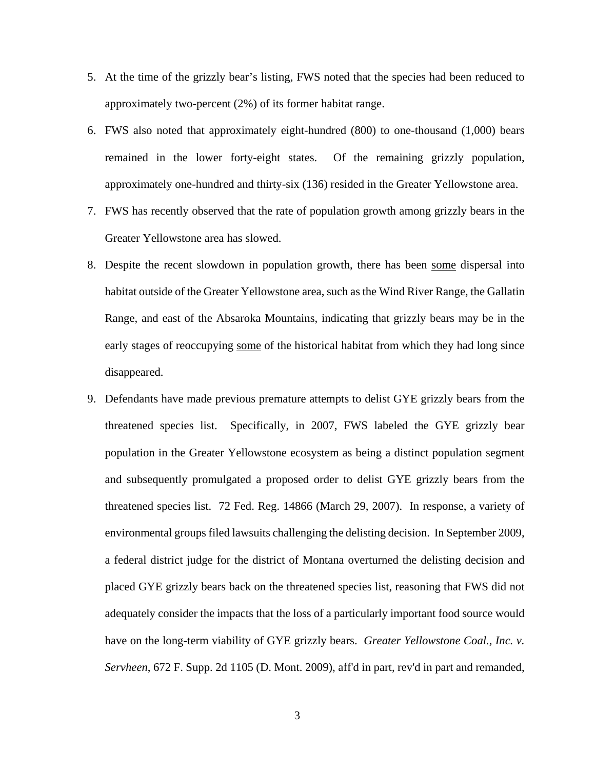5. At the time of the grizzly bear's listing, FWS noted that the species had been reduced to approximately two-percent (2%) of its former habitat range.

6. FWS also noted that approximately eight-hundred (800) to one-thousand (1,000) bears remained in the lower forty-eight states. Of the remaining grizzly population, approximately one-hundred and thirty-six (136) resided in the Greater Yellowstone area.

7. FWS has recently observed that the rate of population growth among grizzly bears in the Greater Yellowstone area has slowed.

8. Despite the recent slowdown in population growth, there has been <u>some</u> dispersal into habitat outside of the Greater Yellowstone area, such as the Wind River Range, the Gallatin Range, and east of the Absaroka Mountains, indicating that grizzly bears may be in the early stages of reoccupying <u>some</u> of the historical habitat from which they had long since disappeared.

9. Defendants have made previous premature attempts to delist GYE grizzly bears from the threatened species list. Specifically, in 2007, FWS labeled the GYE grizzly bear population in the Greater Yellowstone ecosystem as being a distinct population segment and subsequently promulgated a proposed order to delist GYE grizzly bears from the threatened species list. 72 Fed. Reg. 14866 (March 29, 2007). In response, a variety of environmental groups filed lawsuits challenging the delisting decision. In September 2009, a federal district judge for the district of Montana overturned the delisting decision and placed GYE grizzly bears back on the threatened species list, reasoning that FWS did not adequately consider the impacts that the loss of a particularly important food source would have on the long-term viability of GYE grizzly bears. *Greater Yellowstone Coal., Inc. v. Servheen*, 672 F. Supp. 2d 1105 (D. Mont. 2009), aff'd in part, rev'd in part and remanded,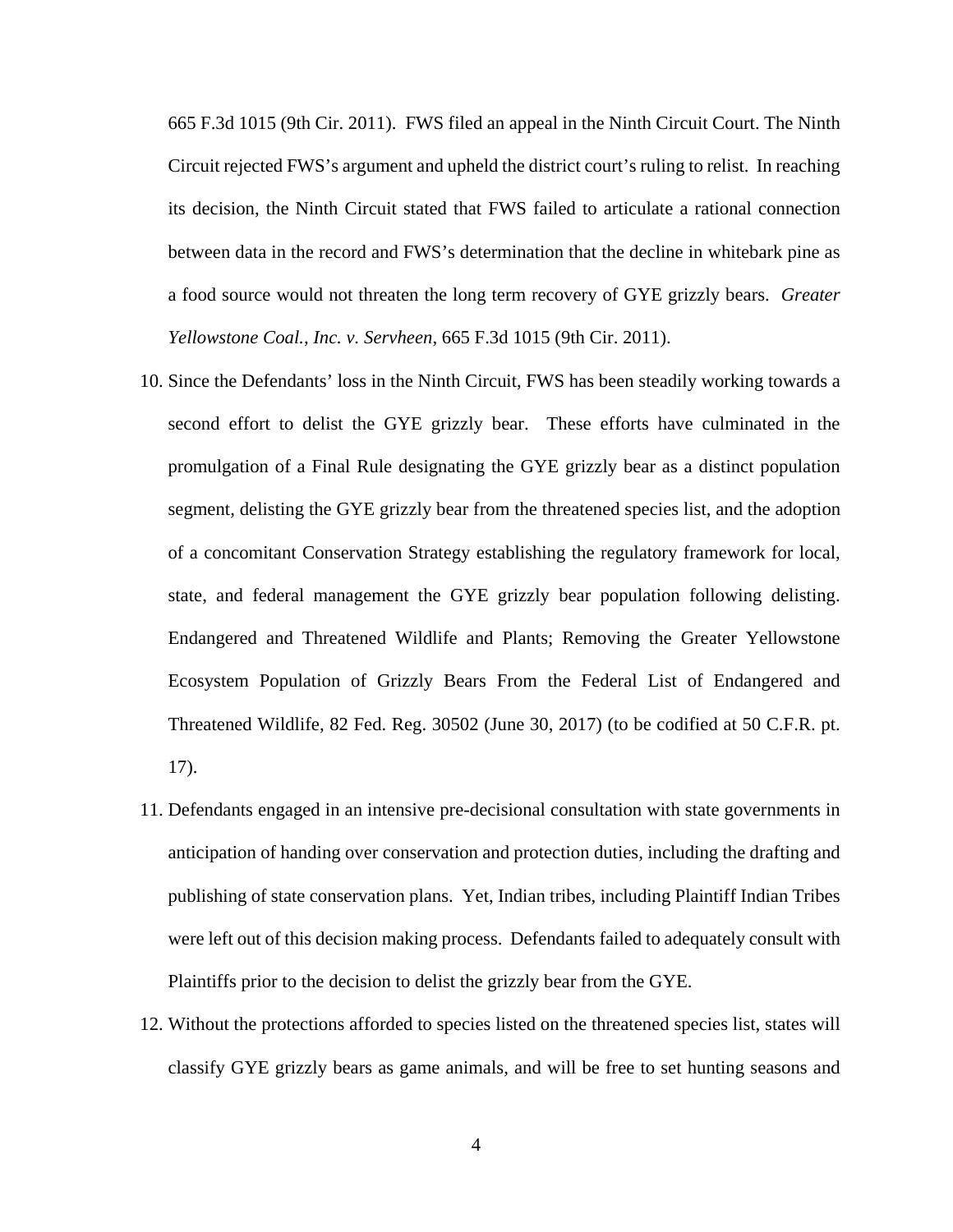665 F.3d 1015 (9th Cir. 2011). FWS filed an appeal in the Ninth Circuit Court. The Ninth Circuit rejected FWS's argument and upheld the district court's ruling to relist. In reaching its decision, the Ninth Circuit stated that FWS failed to articulate a rational connection between data in the record and FWS's determination that the decline in whitebark pine as a food source would not threaten the long term recovery of GYE grizzly bears. *Greater Yellowstone Coal., Inc. v. Servheen*, 665 F.3d 1015 (9th Cir. 2011).

10. Since the Defendants' loss in the Ninth Circuit, FWS has been steadily working towards a second effort to delist the GYE grizzly bear. These efforts have culminated in the promulgation of a Final Rule designating the GYE grizzly bear as a distinct population segment, delisting the GYE grizzly bear from the threatened species list, and the adoption of a concomitant Conservation Strategy establishing the regulatory framework for local, state, and federal management the GYE grizzly bear population following delisting. Endangered and Threatened Wildlife and Plants; Removing the Greater Yellowstone Ecosystem Population of Grizzly Bears From the Federal List of Endangered and Threatened Wildlife, 82 Fed. Reg. 30502 (June 30, 2017) (to be codified at 50 C.F.R. pt. 17).

11. Defendants engaged in an intensive pre-decisional consultation with state governments in anticipation of handing over conservation and protection duties, including the drafting and publishing of state conservation plans. Yet, Indian tribes, including Plaintiff Indian Tribes were left out of this decision making process. Defendants failed to adequately consult with Plaintiffs prior to the decision to delist the grizzly bear from the GYE.

12. Without the protections afforded to species listed on the threatened species list, states will classify GYE grizzly bears as game animals, and will be free to set hunting seasons and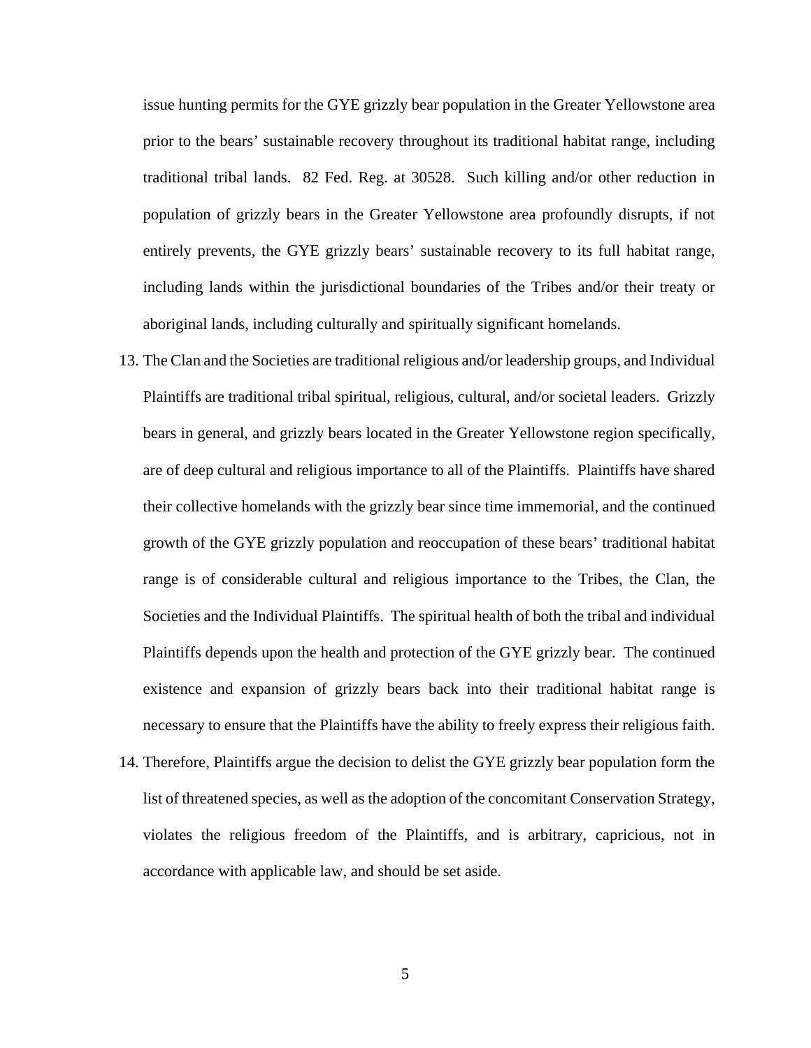issue hunting permits for the GYE grizzly bear population in the Greater Yellowstone area prior to the bears' sustainable recovery throughout its traditional habitat range, including traditional tribal lands. 82 Fed. Reg. at 30528. Such killing and/or other reduction in population of grizzly bears in the Greater Yellowstone area profoundly disrupts, if not entirely prevents, the GYE grizzly bears' sustainable recovery to its full habitat range, including lands within the jurisdictional boundaries of the Tribes and/or their treaty or aboriginal lands, including culturally and spiritually significant homelands.

13. The Clan and the Societies are traditional religious and/or leadership groups, and Individual Plaintiffs are traditional tribal spiritual, religious, cultural, and/or societal leaders. Grizzly bears in general, and grizzly bears located in the Greater Yellowstone region specifically, are of deep cultural and religious importance to all of the Plaintiffs. Plaintiffs have shared their collective homelands with the grizzly bear since time immemorial, and the continued growth of the GYE grizzly population and reoccupation of these bears' traditional habitat range is of considerable cultural and religious importance to the Tribes, the Clan, the Societies and the Individual Plaintiffs. The spiritual health of both the tribal and individual Plaintiffs depends upon the health and protection of the GYE grizzly bear. The continued existence and expansion of grizzly bears back into their traditional habitat range is necessary to ensure that the Plaintiffs have the ability to freely express their religious faith.

14. Therefore, Plaintiffs argue the decision to delist the GYE grizzly bear population form the list of threatened species, as well as the adoption of the concomitant Conservation Strategy, violates the religious freedom of the Plaintiffs, and is arbitrary, capricious, not in accordance with applicable law, and should be set aside.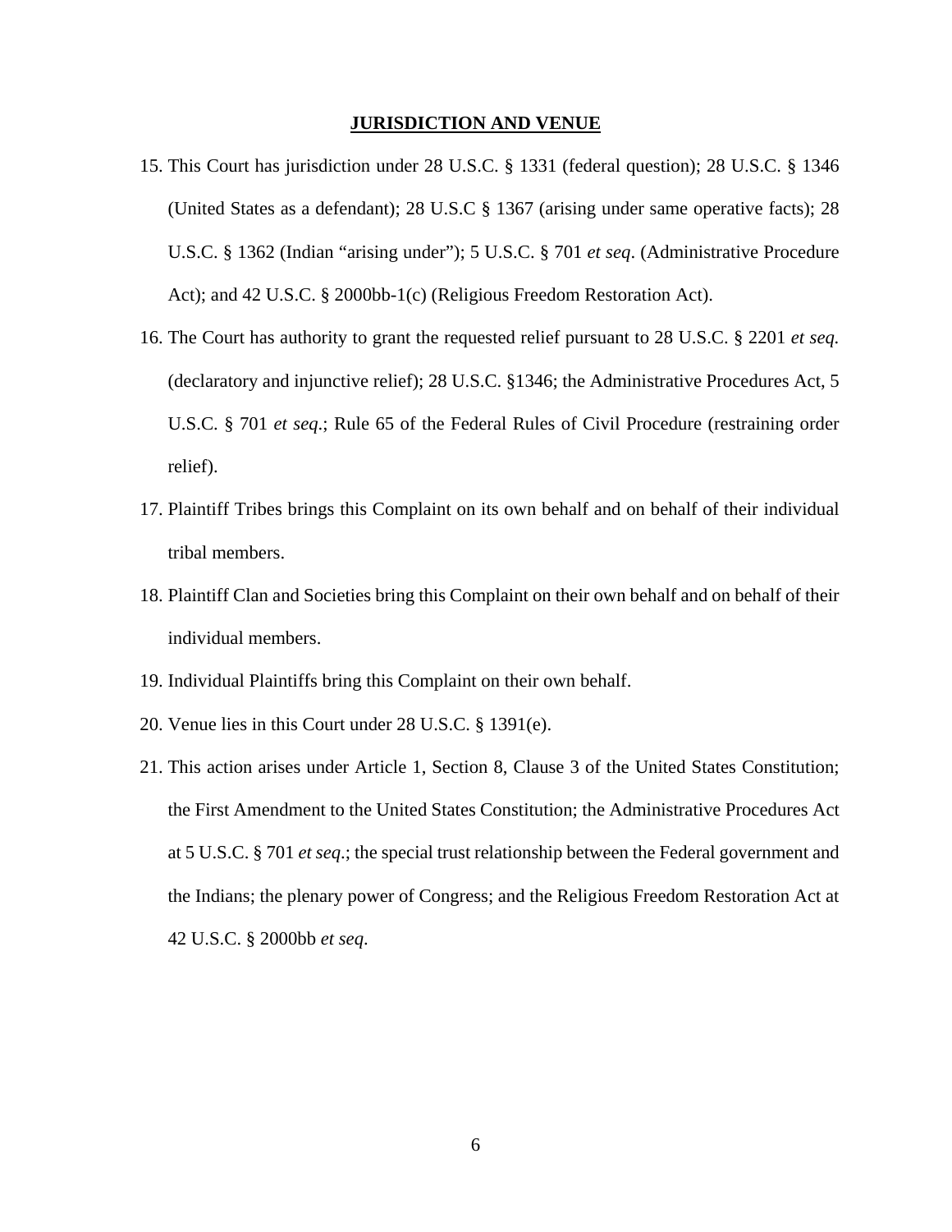**JURISDICTION AND VENUE**

15. This Court has jurisdiction under 28 U.S.C. § 1331 (federal question); 28 U.S.C. § 1346 (United States as a defendant); 28 U.S.C § 1367 (arising under same operative facts); 28 U.S.C. § 1362 (Indian "arising under"); 5 U.S.C. § 701 *et seq*. (Administrative Procedure Act); and 42 U.S.C. § 2000bb-1(c) (Religious Freedom Restoration Act).
16. The Court has authority to grant the requested relief pursuant to 28 U.S.C. § 2201 *et seq.* (declaratory and injunctive relief); 28 U.S.C. §1346; the Administrative Procedures Act, 5 U.S.C. § 701 *et seq*.; Rule 65 of the Federal Rules of Civil Procedure (restraining order relief).
17. Plaintiff Tribes brings this Complaint on its own behalf and on behalf of their individual tribal members.
18. Plaintiff Clan and Societies bring this Complaint on their own behalf and on behalf of their individual members.
19. Individual Plaintiffs bring this Complaint on their own behalf.
20. Venue lies in this Court under 28 U.S.C. § 1391(e).
21. This action arises under Article 1, Section 8, Clause 3 of the United States Constitution; the First Amendment to the United States Constitution; the Administrative Procedures Act at 5 U.S.C. § 701 *et seq*.; the special trust relationship between the Federal government and the Indians; the plenary power of Congress; and the Religious Freedom Restoration Act at 42 U.S.C. § 2000bb *et seq*.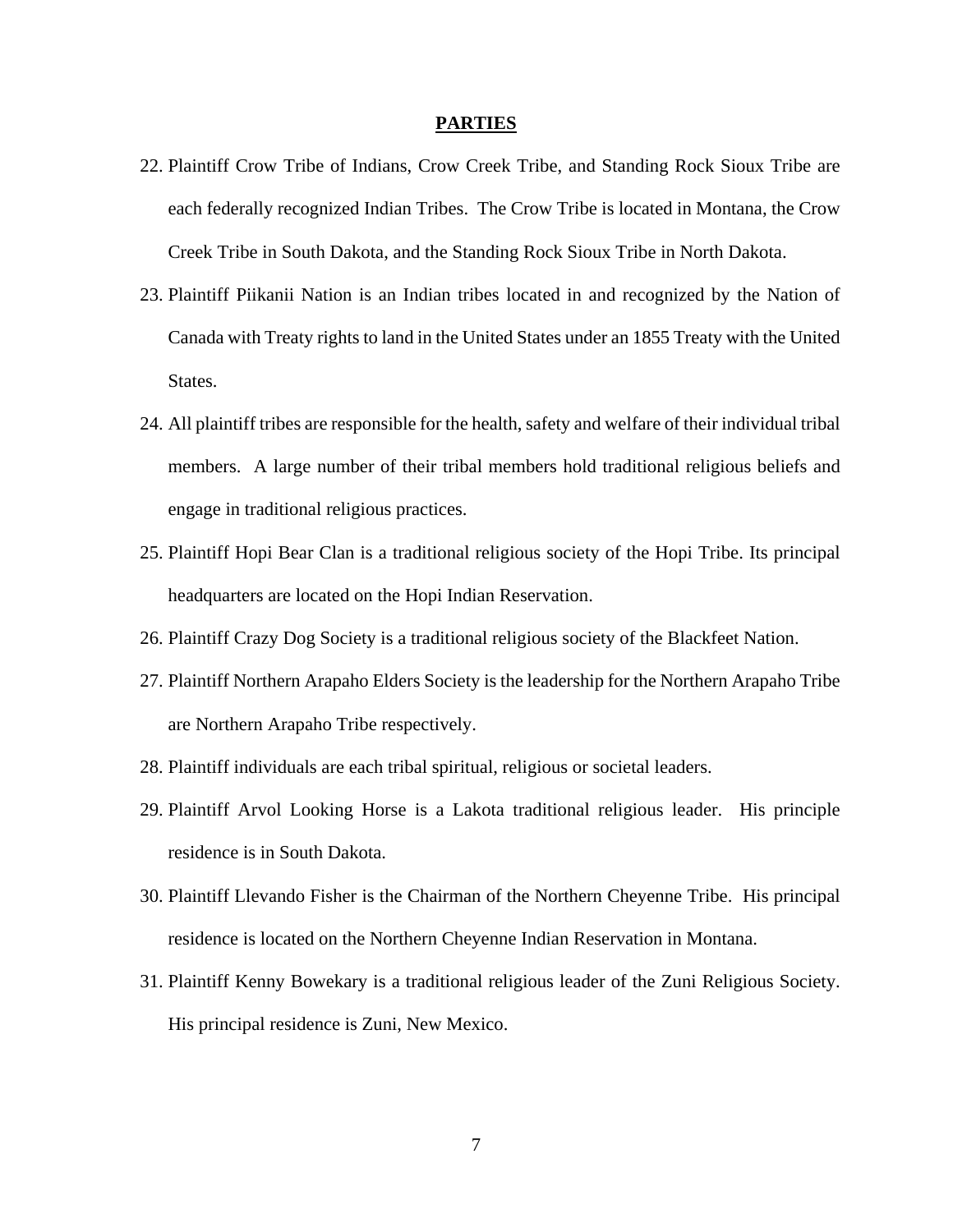## PARTIES

22. Plaintiff Crow Tribe of Indians, Crow Creek Tribe, and Standing Rock Sioux Tribe are each federally recognized Indian Tribes. The Crow Tribe is located in Montana, the Crow Creek Tribe in South Dakota, and the Standing Rock Sioux Tribe in North Dakota.
23. Plaintiff Piikanii Nation is an Indian tribes located in and recognized by the Nation of Canada with Treaty rights to land in the United States under an 1855 Treaty with the United States.
24. All plaintiff tribes are responsible for the health, safety and welfare of their individual tribal members. A large number of their tribal members hold traditional religious beliefs and engage in traditional religious practices.
25. Plaintiff Hopi Bear Clan is a traditional religious society of the Hopi Tribe. Its principal headquarters are located on the Hopi Indian Reservation.
26. Plaintiff Crazy Dog Society is a traditional religious society of the Blackfeet Nation.
27. Plaintiff Northern Arapaho Elders Society is the leadership for the Northern Arapaho Tribe are Northern Arapaho Tribe respectively.
28. Plaintiff individuals are each tribal spiritual, religious or societal leaders.
29. Plaintiff Arvol Looking Horse is a Lakota traditional religious leader. His principle residence is in South Dakota.
30. Plaintiff Llevando Fisher is the Chairman of the Northern Cheyenne Tribe. His principal residence is located on the Northern Cheyenne Indian Reservation in Montana.
31. Plaintiff Kenny Bowekary is a traditional religious leader of the Zuni Religious Society. His principal residence is Zuni, New Mexico.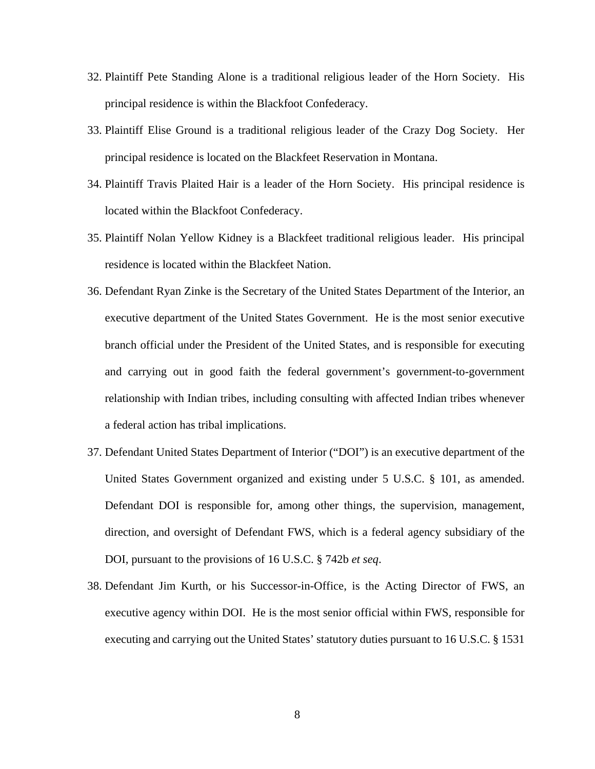32. Plaintiff Pete Standing Alone is a traditional religious leader of the Horn Society. His principal residence is within the Blackfoot Confederacy.

33. Plaintiff Elise Ground is a traditional religious leader of the Crazy Dog Society. Her principal residence is located on the Blackfeet Reservation in Montana.

34. Plaintiff Travis Plaited Hair is a leader of the Horn Society. His principal residence is located within the Blackfoot Confederacy.

35. Plaintiff Nolan Yellow Kidney is a Blackfeet traditional religious leader. His principal residence is located within the Blackfeet Nation.

36. Defendant Ryan Zinke is the Secretary of the United States Department of the Interior, an executive department of the United States Government. He is the most senior executive branch official under the President of the United States, and is responsible for executing and carrying out in good faith the federal government's government-to-government relationship with Indian tribes, including consulting with affected Indian tribes whenever a federal action has tribal implications.

37. Defendant United States Department of Interior ("DOI") is an executive department of the United States Government organized and existing under 5 U.S.C. § 101, as amended. Defendant DOI is responsible for, among other things, the supervision, management, direction, and oversight of Defendant FWS, which is a federal agency subsidiary of the DOI, pursuant to the provisions of 16 U.S.C. § 742b *et seq*.

38. Defendant Jim Kurth, or his Successor-in-Office, is the Acting Director of FWS, an executive agency within DOI. He is the most senior official within FWS, responsible for executing and carrying out the United States' statutory duties pursuant to 16 U.S.C. § 1531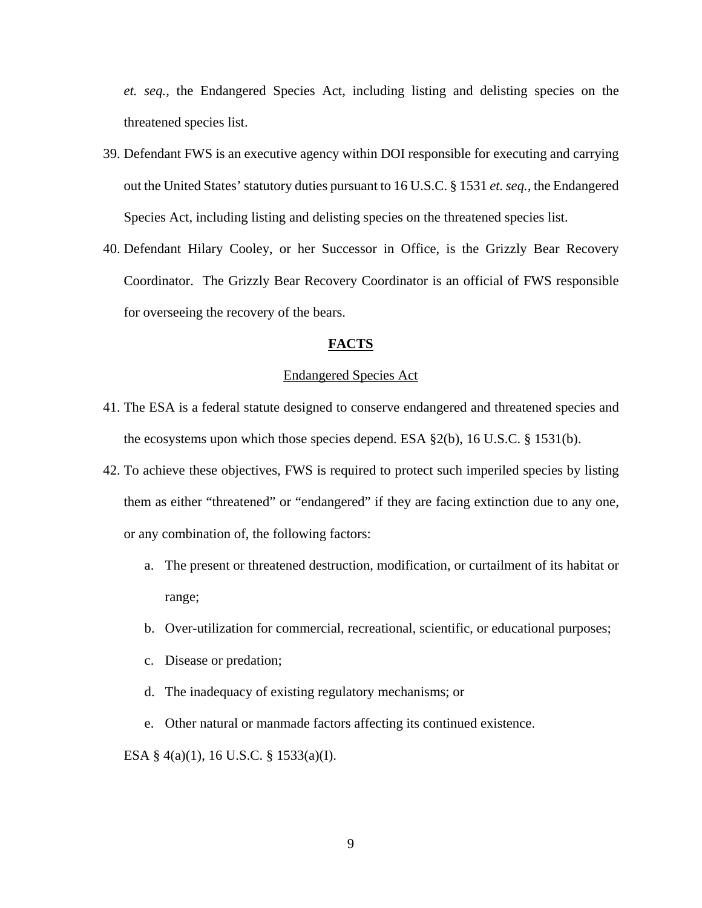*et. seq.*, the Endangered Species Act, including listing and delisting species on the threatened species list.

39. Defendant FWS is an executive agency within DOI responsible for executing and carrying out the United States' statutory duties pursuant to 16 U.S.C. § 1531 *et. seq.*, the Endangered Species Act, including listing and delisting species on the threatened species list.

40. Defendant Hilary Cooley, or her Successor in Office, is the Grizzly Bear Recovery Coordinator. The Grizzly Bear Recovery Coordinator is an official of FWS responsible for overseeing the recovery of the bears.

## **FACTS**

Endangered Species Act

41. The ESA is a federal statute designed to conserve endangered and threatened species and the ecosystems upon which those species depend. ESA §2(b), 16 U.S.C. § 1531(b).

42. To achieve these objectives, FWS is required to protect such imperiled species by listing them as either "threatened" or "endangered" if they are facing extinction due to any one, or any combination of, the following factors:

    a. The present or threatened destruction, modification, or curtailment of its habitat or range;

    b. Over-utilization for commercial, recreational, scientific, or educational purposes;

    c. Disease or predation;

    d. The inadequacy of existing regulatory mechanisms; or

    e. Other natural or manmade factors affecting its continued existence.

    ESA § 4(a)(1), 16 U.S.C. § 1533(a)(I).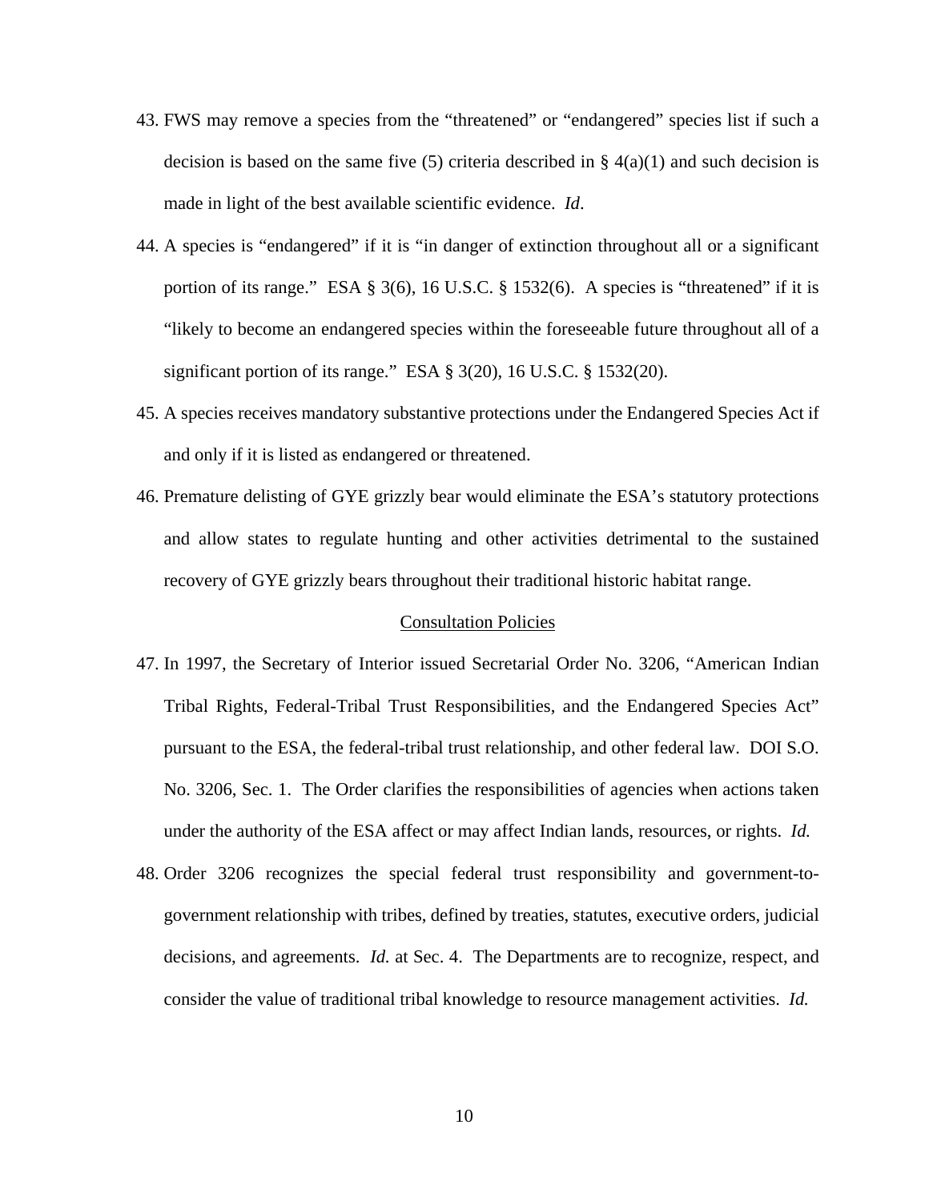43. FWS may remove a species from the “threatened” or “endangered” species list if such a decision is based on the same five (5) criteria described in § 4(a)(1) and such decision is made in light of the best available scientific evidence. *Id*.

44. A species is “endangered” if it is “in danger of extinction throughout all or a significant portion of its range.” ESA § 3(6), 16 U.S.C. § 1532(6). A species is “threatened” if it is “likely to become an endangered species within the foreseeable future throughout all of a significant portion of its range.” ESA § 3(20), 16 U.S.C. § 1532(20).

45. A species receives mandatory substantive protections under the Endangered Species Act if and only if it is listed as endangered or threatened.

46. Premature delisting of GYE grizzly bear would eliminate the ESA’s statutory protections and allow states to regulate hunting and other activities detrimental to the sustained recovery of GYE grizzly bears throughout their traditional historic habitat range.

<u>Consultation Policies</u>

47. In 1997, the Secretary of Interior issued Secretarial Order No. 3206, “American Indian Tribal Rights, Federal-Tribal Trust Responsibilities, and the Endangered Species Act” pursuant to the ESA, the federal-tribal trust relationship, and other federal law. DOI S.O. No. 3206, Sec. 1. The Order clarifies the responsibilities of agencies when actions taken under the authority of the ESA affect or may affect Indian lands, resources, or rights. *Id.*

48. Order 3206 recognizes the special federal trust responsibility and government-to-government relationship with tribes, defined by treaties, statutes, executive orders, judicial decisions, and agreements. *Id.* at Sec. 4. The Departments are to recognize, respect, and consider the value of traditional tribal knowledge to resource management activities. *Id.*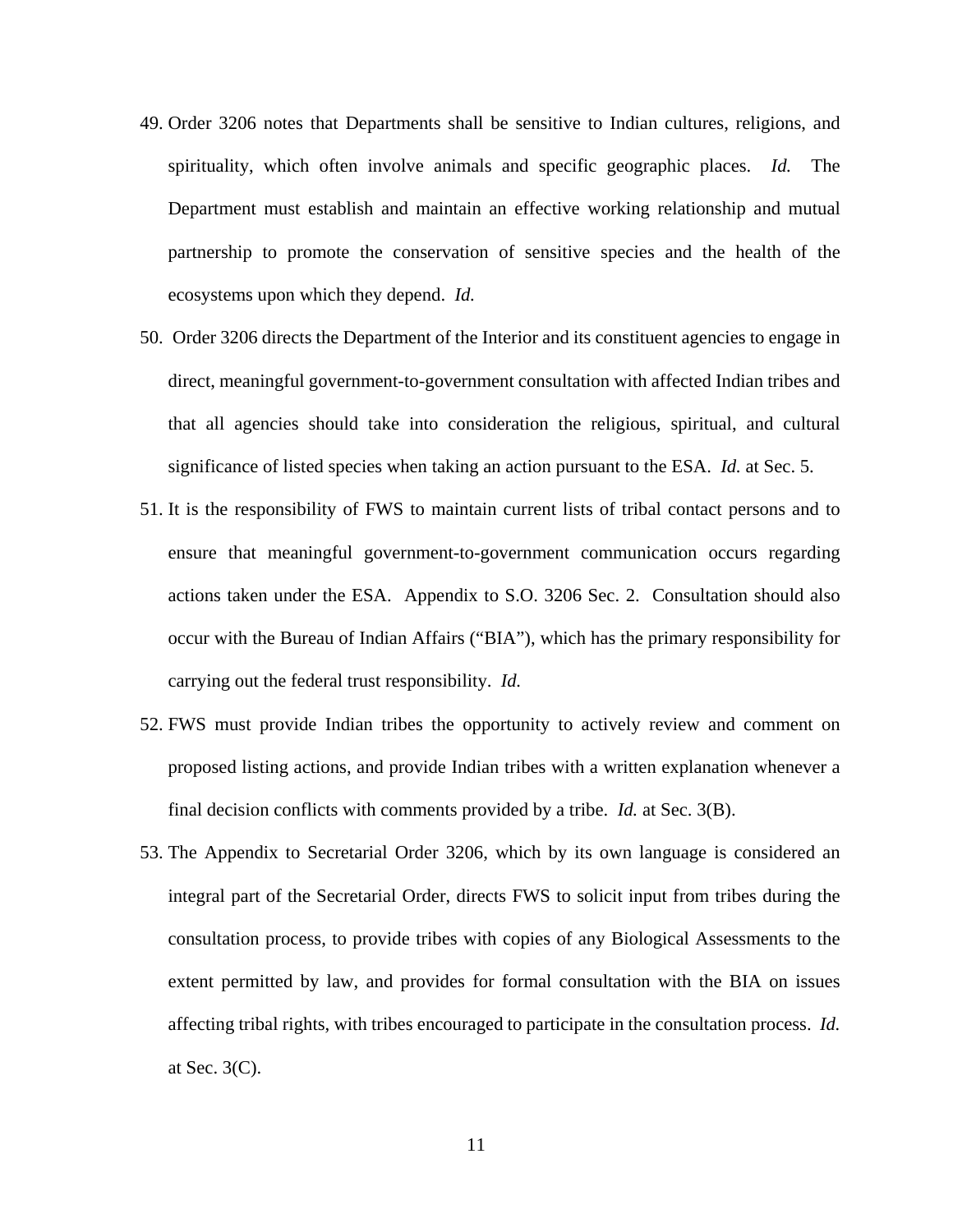49. Order 3206 notes that Departments shall be sensitive to Indian cultures, religions, and spirituality, which often involve animals and specific geographic places. *Id.* The Department must establish and maintain an effective working relationship and mutual partnership to promote the conservation of sensitive species and the health of the ecosystems upon which they depend. *Id.*

50. Order 3206 directs the Department of the Interior and its constituent agencies to engage in direct, meaningful government-to-government consultation with affected Indian tribes and that all agencies should take into consideration the religious, spiritual, and cultural significance of listed species when taking an action pursuant to the ESA. *Id.* at Sec. 5.

51. It is the responsibility of FWS to maintain current lists of tribal contact persons and to ensure that meaningful government-to-government communication occurs regarding actions taken under the ESA. Appendix to S.O. 3206 Sec. 2. Consultation should also occur with the Bureau of Indian Affairs ("BIA"), which has the primary responsibility for carrying out the federal trust responsibility. *Id.*

52. FWS must provide Indian tribes the opportunity to actively review and comment on proposed listing actions, and provide Indian tribes with a written explanation whenever a final decision conflicts with comments provided by a tribe. *Id.* at Sec. 3(B).

53. The Appendix to Secretarial Order 3206, which by its own language is considered an integral part of the Secretarial Order, directs FWS to solicit input from tribes during the consultation process, to provide tribes with copies of any Biological Assessments to the extent permitted by law, and provides for formal consultation with the BIA on issues affecting tribal rights, with tribes encouraged to participate in the consultation process. *Id.* at Sec. 3(C).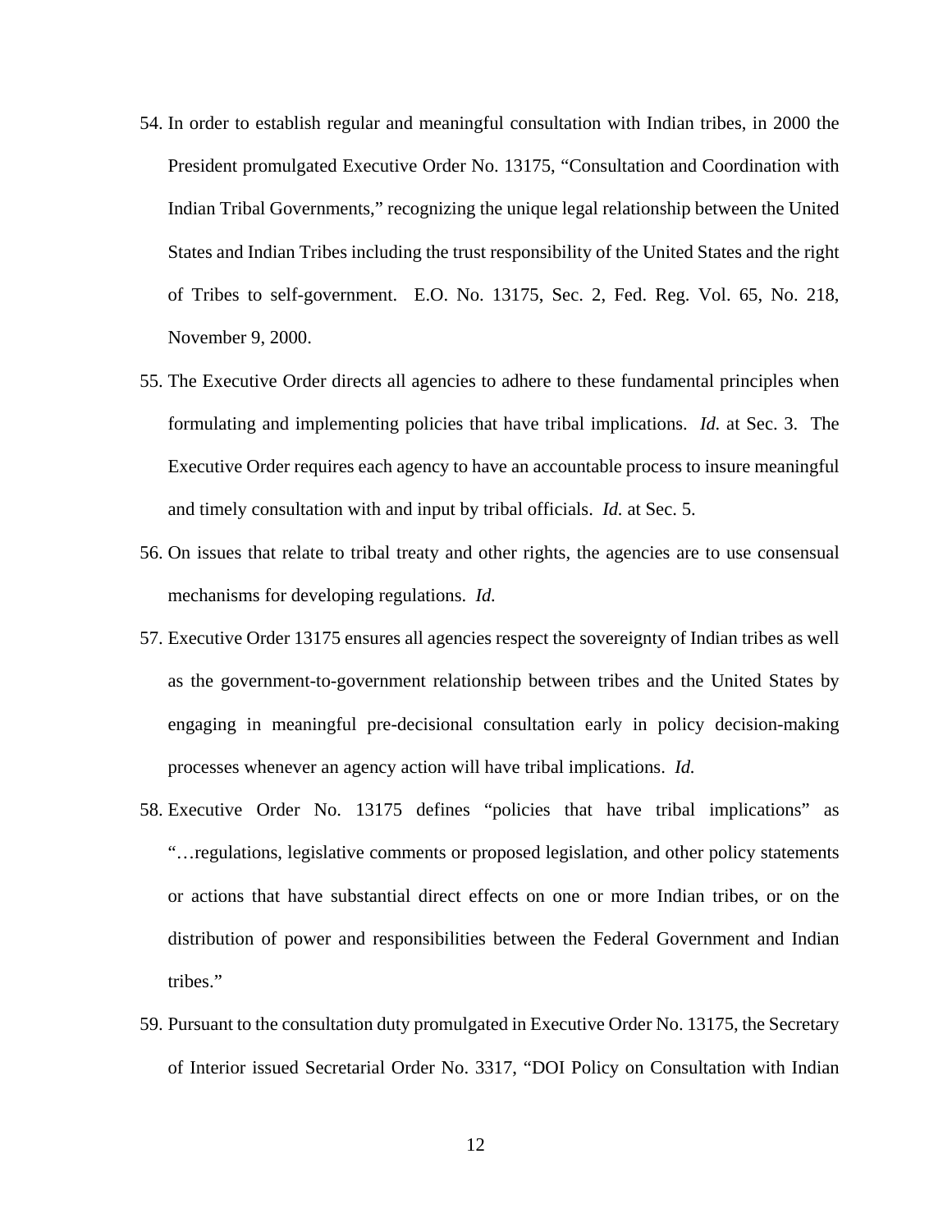54. In order to establish regular and meaningful consultation with Indian tribes, in 2000 the President promulgated Executive Order No. 13175, "Consultation and Coordination with Indian Tribal Governments," recognizing the unique legal relationship between the United States and Indian Tribes including the trust responsibility of the United States and the right of Tribes to self-government. E.O. No. 13175, Sec. 2, Fed. Reg. Vol. 65, No. 218, November 9, 2000.

55. The Executive Order directs all agencies to adhere to these fundamental principles when formulating and implementing policies that have tribal implications. *Id.* at Sec. 3. The Executive Order requires each agency to have an accountable process to insure meaningful and timely consultation with and input by tribal officials. *Id.* at Sec. 5.

56. On issues that relate to tribal treaty and other rights, the agencies are to use consensual mechanisms for developing regulations. *Id.*

57. Executive Order 13175 ensures all agencies respect the sovereignty of Indian tribes as well as the government-to-government relationship between tribes and the United States by engaging in meaningful pre-decisional consultation early in policy decision-making processes whenever an agency action will have tribal implications. *Id.*

58. Executive Order No. 13175 defines "policies that have tribal implications" as "…regulations, legislative comments or proposed legislation, and other policy statements or actions that have substantial direct effects on one or more Indian tribes, or on the distribution of power and responsibilities between the Federal Government and Indian tribes."

59. Pursuant to the consultation duty promulgated in Executive Order No. 13175, the Secretary of Interior issued Secretarial Order No. 3317, "DOI Policy on Consultation with Indian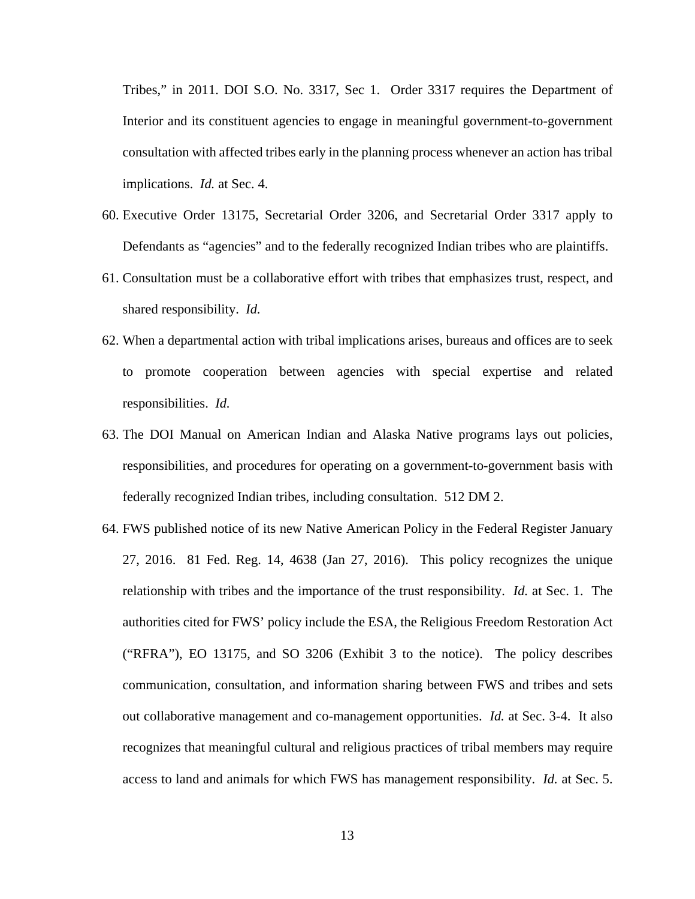Tribes," in 2011. DOI S.O. No. 3317, Sec 1. Order 3317 requires the Department of Interior and its constituent agencies to engage in meaningful government-to-government consultation with affected tribes early in the planning process whenever an action has tribal implications. *Id.* at Sec. 4.

60. Executive Order 13175, Secretarial Order 3206, and Secretarial Order 3317 apply to Defendants as "agencies" and to the federally recognized Indian tribes who are plaintiffs.

61. Consultation must be a collaborative effort with tribes that emphasizes trust, respect, and shared responsibility. *Id.*

62. When a departmental action with tribal implications arises, bureaus and offices are to seek to promote cooperation between agencies with special expertise and related responsibilities. *Id.*

63. The DOI Manual on American Indian and Alaska Native programs lays out policies, responsibilities, and procedures for operating on a government-to-government basis with federally recognized Indian tribes, including consultation. 512 DM 2.

64. FWS published notice of its new Native American Policy in the Federal Register January 27, 2016. 81 Fed. Reg. 14, 4638 (Jan 27, 2016). This policy recognizes the unique relationship with tribes and the importance of the trust responsibility. *Id.* at Sec. 1. The authorities cited for FWS' policy include the ESA, the Religious Freedom Restoration Act ("RFRA"), EO 13175, and SO 3206 (Exhibit 3 to the notice). The policy describes communication, consultation, and information sharing between FWS and tribes and sets out collaborative management and co-management opportunities. *Id.* at Sec. 3-4. It also recognizes that meaningful cultural and religious practices of tribal members may require access to land and animals for which FWS has management responsibility. *Id.* at Sec. 5.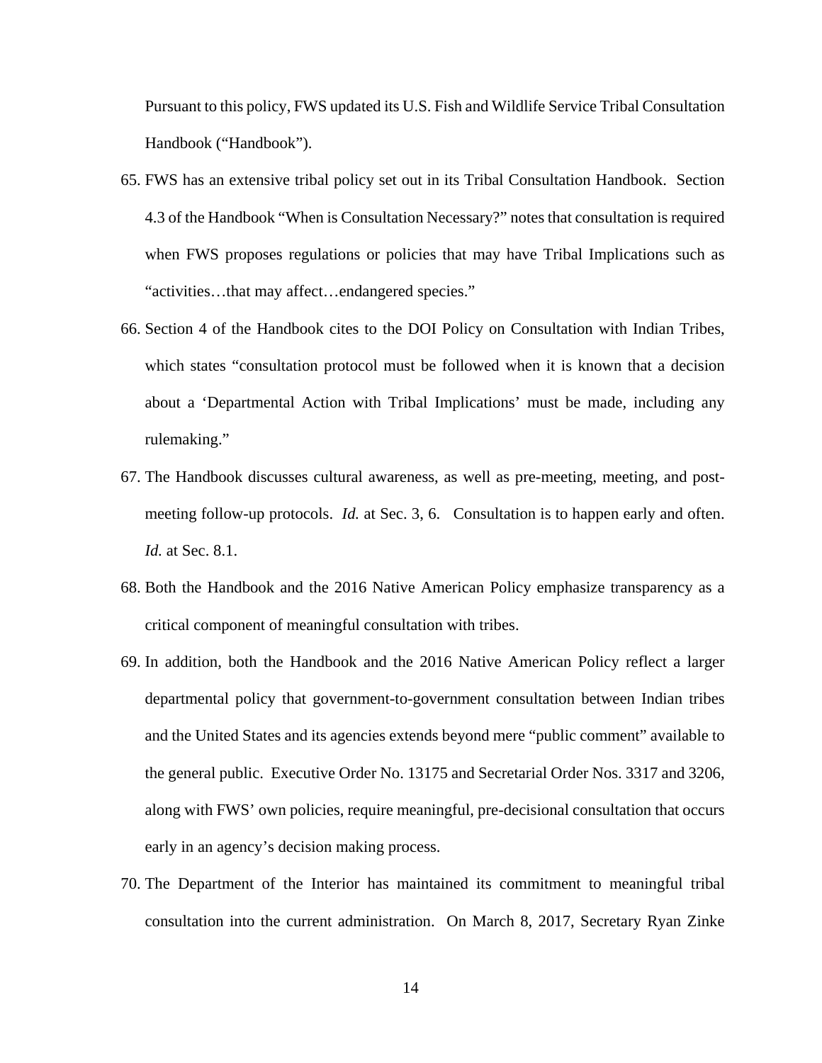Pursuant to this policy, FWS updated its U.S. Fish and Wildlife Service Tribal Consultation Handbook ("Handbook").

65. FWS has an extensive tribal policy set out in its Tribal Consultation Handbook. Section 4.3 of the Handbook "When is Consultation Necessary?" notes that consultation is required when FWS proposes regulations or policies that may have Tribal Implications such as "activities…that may affect…endangered species."

66. Section 4 of the Handbook cites to the DOI Policy on Consultation with Indian Tribes, which states "consultation protocol must be followed when it is known that a decision about a 'Departmental Action with Tribal Implications' must be made, including any rulemaking."

67. The Handbook discusses cultural awareness, as well as pre-meeting, meeting, and post-meeting follow-up protocols. *Id.* at Sec. 3, 6. Consultation is to happen early and often. *Id.* at Sec. 8.1.

68. Both the Handbook and the 2016 Native American Policy emphasize transparency as a critical component of meaningful consultation with tribes.

69. In addition, both the Handbook and the 2016 Native American Policy reflect a larger departmental policy that government-to-government consultation between Indian tribes and the United States and its agencies extends beyond mere "public comment" available to the general public. Executive Order No. 13175 and Secretarial Order Nos. 3317 and 3206, along with FWS' own policies, require meaningful, pre-decisional consultation that occurs early in an agency's decision making process.

70. The Department of the Interior has maintained its commitment to meaningful tribal consultation into the current administration. On March 8, 2017, Secretary Ryan Zinke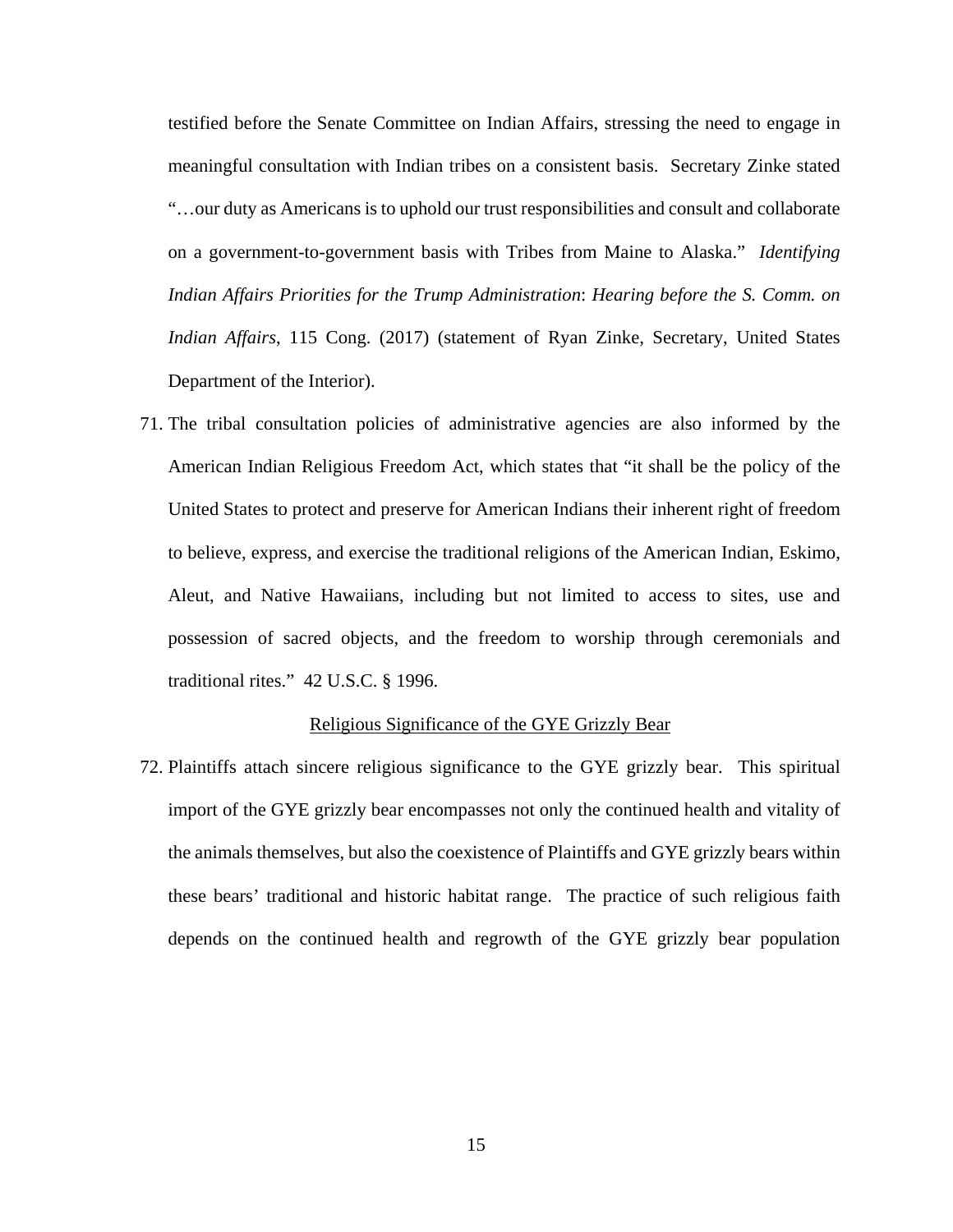testified before the Senate Committee on Indian Affairs, stressing the need to engage in meaningful consultation with Indian tribes on a consistent basis. Secretary Zinke stated "…our duty as Americans is to uphold our trust responsibilities and consult and collaborate on a government-to-government basis with Tribes from Maine to Alaska." *Identifying Indian Affairs Priorities for the Trump Administration*: *Hearing before the S. Comm. on Indian Affairs*, 115 Cong. (2017) (statement of Ryan Zinke, Secretary, United States Department of the Interior).

71. The tribal consultation policies of administrative agencies are also informed by the American Indian Religious Freedom Act, which states that "it shall be the policy of the United States to protect and preserve for American Indians their inherent right of freedom to believe, express, and exercise the traditional religions of the American Indian, Eskimo, Aleut, and Native Hawaiians, including but not limited to access to sites, use and possession of sacred objects, and the freedom to worship through ceremonials and traditional rites." 42 U.S.C. § 1996.

<u>Religious Significance of the GYE Grizzly Bear</u>

72. Plaintiffs attach sincere religious significance to the GYE grizzly bear. This spiritual import of the GYE grizzly bear encompasses not only the continued health and vitality of the animals themselves, but also the coexistence of Plaintiffs and GYE grizzly bears within these bears' traditional and historic habitat range. The practice of such religious faith depends on the continued health and regrowth of the GYE grizzly bear population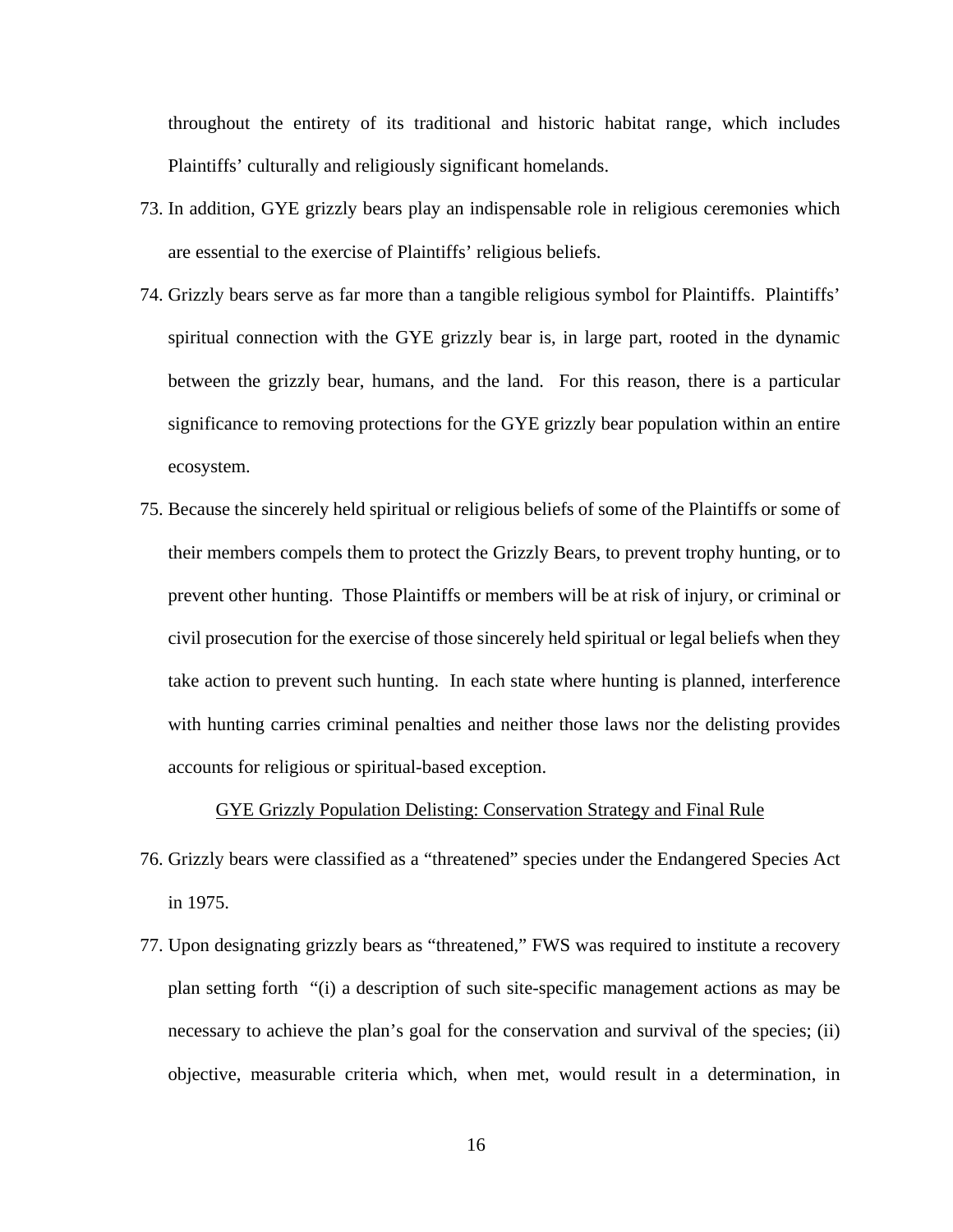throughout the entirety of its traditional and historic habitat range, which includes Plaintiffs' culturally and religiously significant homelands.

73. In addition, GYE grizzly bears play an indispensable role in religious ceremonies which are essential to the exercise of Plaintiffs' religious beliefs.

74. Grizzly bears serve as far more than a tangible religious symbol for Plaintiffs. Plaintiffs' spiritual connection with the GYE grizzly bear is, in large part, rooted in the dynamic between the grizzly bear, humans, and the land. For this reason, there is a particular significance to removing protections for the GYE grizzly bear population within an entire ecosystem.

75. Because the sincerely held spiritual or religious beliefs of some of the Plaintiffs or some of their members compels them to protect the Grizzly Bears, to prevent trophy hunting, or to prevent other hunting. Those Plaintiffs or members will be at risk of injury, or criminal or civil prosecution for the exercise of those sincerely held spiritual or legal beliefs when they take action to prevent such hunting. In each state where hunting is planned, interference with hunting carries criminal penalties and neither those laws nor the delisting provides accounts for religious or spiritual-based exception.

<u>GYE Grizzly Population Delisting: Conservation Strategy and Final Rule</u>

76. Grizzly bears were classified as a "threatened" species under the Endangered Species Act in 1975.

77. Upon designating grizzly bears as "threatened," FWS was required to institute a recovery plan setting forth "(i) a description of such site-specific management actions as may be necessary to achieve the plan's goal for the conservation and survival of the species; (ii) objective, measurable criteria which, when met, would result in a determination, in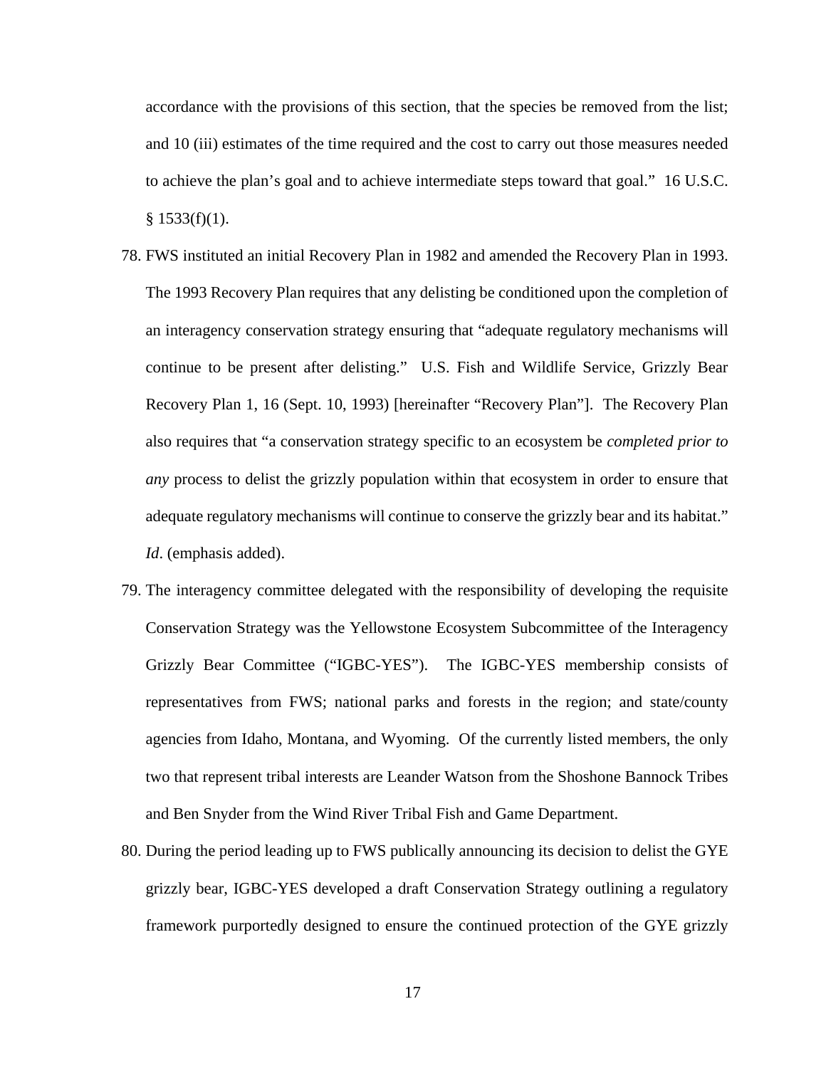accordance with the provisions of this section, that the species be removed from the list; and 10 (iii) estimates of the time required and the cost to carry out those measures needed to achieve the plan's goal and to achieve intermediate steps toward that goal." 16 U.S.C. § 1533(f)(1).

78. FWS instituted an initial Recovery Plan in 1982 and amended the Recovery Plan in 1993. The 1993 Recovery Plan requires that any delisting be conditioned upon the completion of an interagency conservation strategy ensuring that "adequate regulatory mechanisms will continue to be present after delisting." U.S. Fish and Wildlife Service, Grizzly Bear Recovery Plan 1, 16 (Sept. 10, 1993) [hereinafter "Recovery Plan"]. The Recovery Plan also requires that "a conservation strategy specific to an ecosystem be *completed prior to any* process to delist the grizzly population within that ecosystem in order to ensure that adequate regulatory mechanisms will continue to conserve the grizzly bear and its habitat." *Id*. (emphasis added).

79. The interagency committee delegated with the responsibility of developing the requisite Conservation Strategy was the Yellowstone Ecosystem Subcommittee of the Interagency Grizzly Bear Committee ("IGBC-YES"). The IGBC-YES membership consists of representatives from FWS; national parks and forests in the region; and state/county agencies from Idaho, Montana, and Wyoming. Of the currently listed members, the only two that represent tribal interests are Leander Watson from the Shoshone Bannock Tribes and Ben Snyder from the Wind River Tribal Fish and Game Department.

80. During the period leading up to FWS publically announcing its decision to delist the GYE grizzly bear, IGBC-YES developed a draft Conservation Strategy outlining a regulatory framework purportedly designed to ensure the continued protection of the GYE grizzly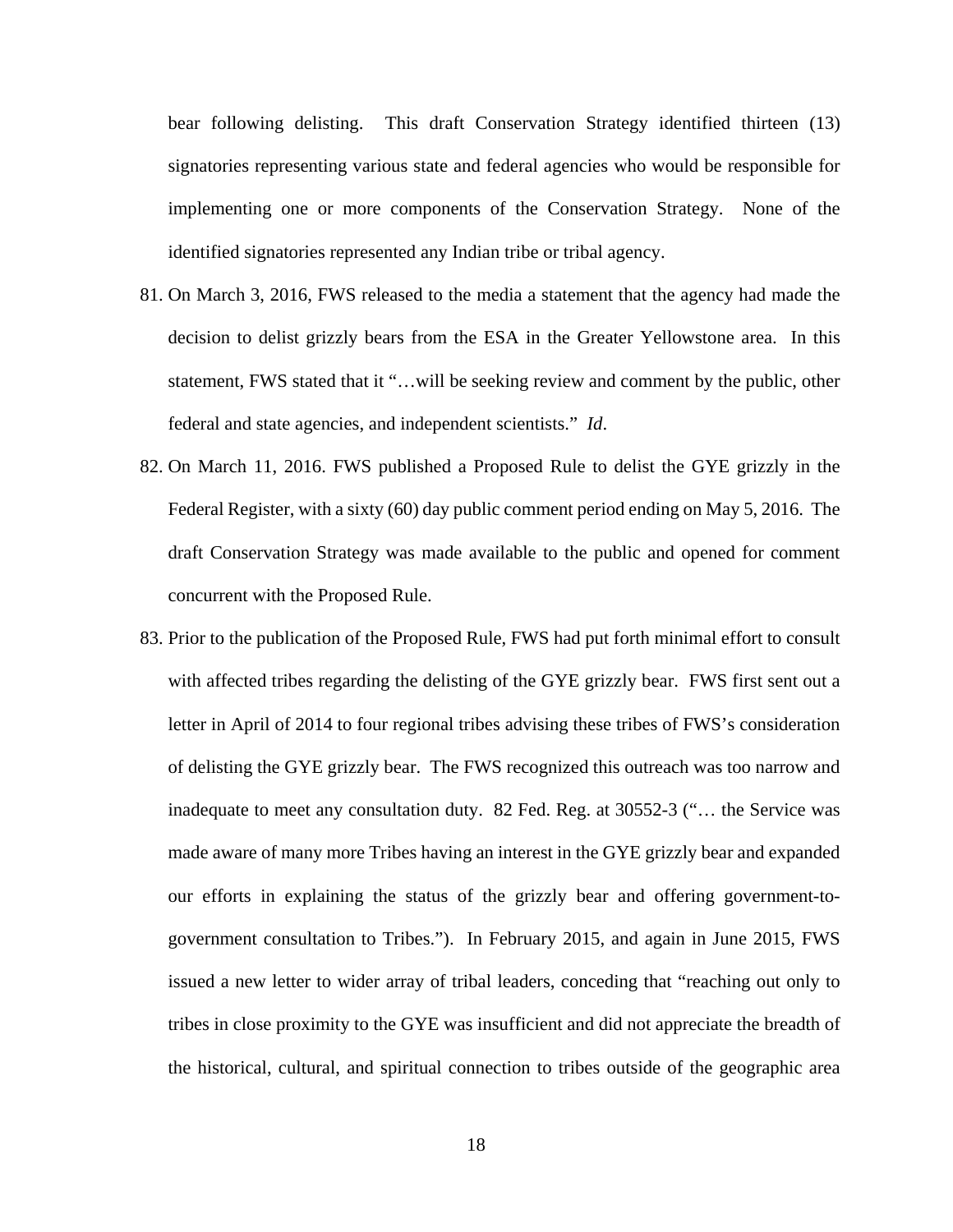bear following delisting. This draft Conservation Strategy identified thirteen (13) signatories representing various state and federal agencies who would be responsible for implementing one or more components of the Conservation Strategy. None of the identified signatories represented any Indian tribe or tribal agency.

81. On March 3, 2016, FWS released to the media a statement that the agency had made the decision to delist grizzly bears from the ESA in the Greater Yellowstone area. In this statement, FWS stated that it "…will be seeking review and comment by the public, other federal and state agencies, and independent scientists." *Id*.

82. On March 11, 2016. FWS published a Proposed Rule to delist the GYE grizzly in the Federal Register, with a sixty (60) day public comment period ending on May 5, 2016. The draft Conservation Strategy was made available to the public and opened for comment concurrent with the Proposed Rule.

83. Prior to the publication of the Proposed Rule, FWS had put forth minimal effort to consult with affected tribes regarding the delisting of the GYE grizzly bear. FWS first sent out a letter in April of 2014 to four regional tribes advising these tribes of FWS's consideration of delisting the GYE grizzly bear. The FWS recognized this outreach was too narrow and inadequate to meet any consultation duty. 82 Fed. Reg. at 30552-3 ("… the Service was made aware of many more Tribes having an interest in the GYE grizzly bear and expanded our efforts in explaining the status of the grizzly bear and offering government-to-government consultation to Tribes."). In February 2015, and again in June 2015, FWS issued a new letter to wider array of tribal leaders, conceding that "reaching out only to tribes in close proximity to the GYE was insufficient and did not appreciate the breadth of the historical, cultural, and spiritual connection to tribes outside of the geographic area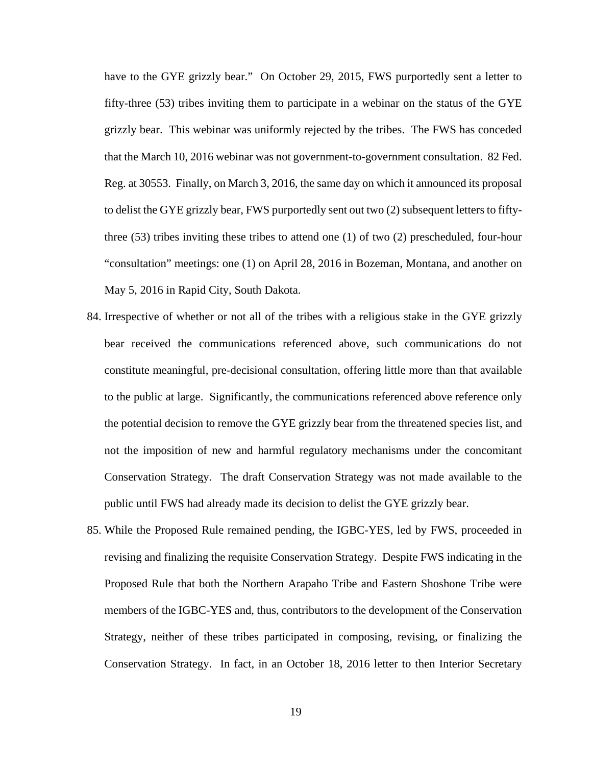have to the GYE grizzly bear." On October 29, 2015, FWS purportedly sent a letter to fifty-three (53) tribes inviting them to participate in a webinar on the status of the GYE grizzly bear. This webinar was uniformly rejected by the tribes. The FWS has conceded that the March 10, 2016 webinar was not government-to-government consultation. 82 Fed. Reg. at 30553. Finally, on March 3, 2016, the same day on which it announced its proposal to delist the GYE grizzly bear, FWS purportedly sent out two (2) subsequent letters to fifty-three (53) tribes inviting these tribes to attend one (1) of two (2) prescheduled, four-hour "consultation" meetings: one (1) on April 28, 2016 in Bozeman, Montana, and another on May 5, 2016 in Rapid City, South Dakota.

84. Irrespective of whether or not all of the tribes with a religious stake in the GYE grizzly bear received the communications referenced above, such communications do not constitute meaningful, pre-decisional consultation, offering little more than that available to the public at large. Significantly, the communications referenced above reference only the potential decision to remove the GYE grizzly bear from the threatened species list, and not the imposition of new and harmful regulatory mechanisms under the concomitant Conservation Strategy. The draft Conservation Strategy was not made available to the public until FWS had already made its decision to delist the GYE grizzly bear.

85. While the Proposed Rule remained pending, the IGBC-YES, led by FWS, proceeded in revising and finalizing the requisite Conservation Strategy. Despite FWS indicating in the Proposed Rule that both the Northern Arapaho Tribe and Eastern Shoshone Tribe were members of the IGBC-YES and, thus, contributors to the development of the Conservation Strategy, neither of these tribes participated in composing, revising, or finalizing the Conservation Strategy. In fact, in an October 18, 2016 letter to then Interior Secretary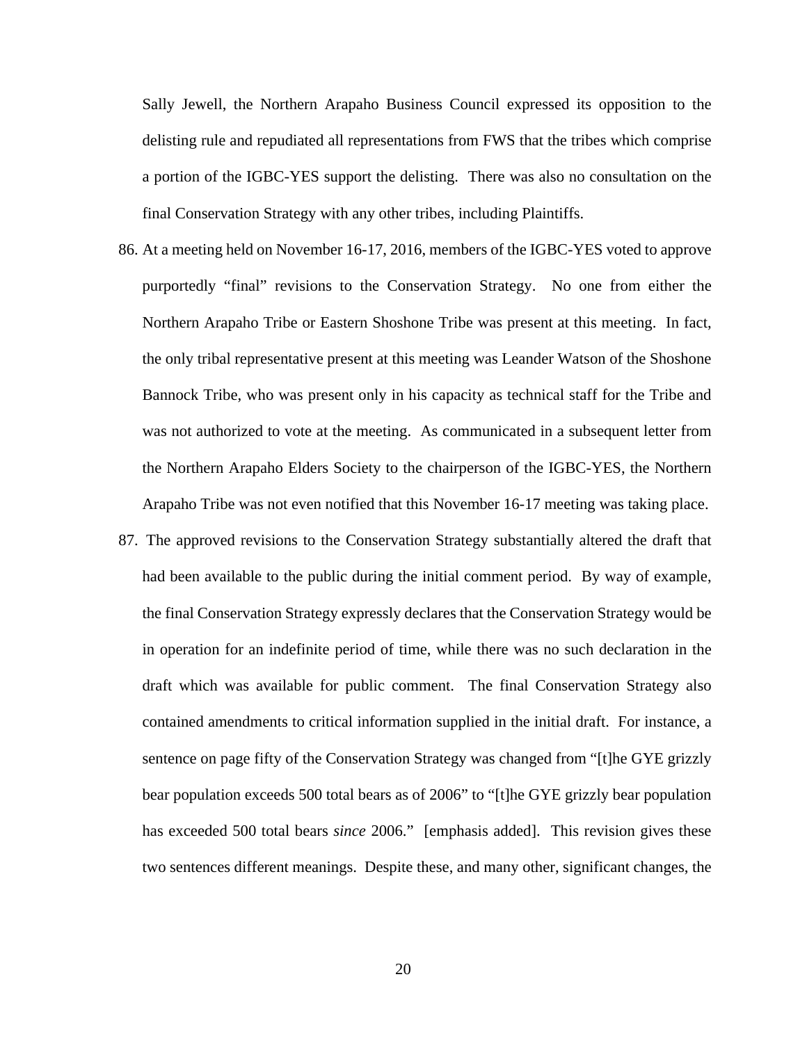Sally Jewell, the Northern Arapaho Business Council expressed its opposition to the delisting rule and repudiated all representations from FWS that the tribes which comprise a portion of the IGBC-YES support the delisting. There was also no consultation on the final Conservation Strategy with any other tribes, including Plaintiffs.

86. At a meeting held on November 16-17, 2016, members of the IGBC-YES voted to approve purportedly "final" revisions to the Conservation Strategy. No one from either the Northern Arapaho Tribe or Eastern Shoshone Tribe was present at this meeting. In fact, the only tribal representative present at this meeting was Leander Watson of the Shoshone Bannock Tribe, who was present only in his capacity as technical staff for the Tribe and was not authorized to vote at the meeting. As communicated in a subsequent letter from the Northern Arapaho Elders Society to the chairperson of the IGBC-YES, the Northern Arapaho Tribe was not even notified that this November 16-17 meeting was taking place.

87. The approved revisions to the Conservation Strategy substantially altered the draft that had been available to the public during the initial comment period. By way of example, the final Conservation Strategy expressly declares that the Conservation Strategy would be in operation for an indefinite period of time, while there was no such declaration in the draft which was available for public comment. The final Conservation Strategy also contained amendments to critical information supplied in the initial draft. For instance, a sentence on page fifty of the Conservation Strategy was changed from "[t]he GYE grizzly bear population exceeds 500 total bears as of 2006" to "[t]he GYE grizzly bear population has exceeded 500 total bears *since* 2006." [emphasis added]. This revision gives these two sentences different meanings. Despite these, and many other, significant changes, the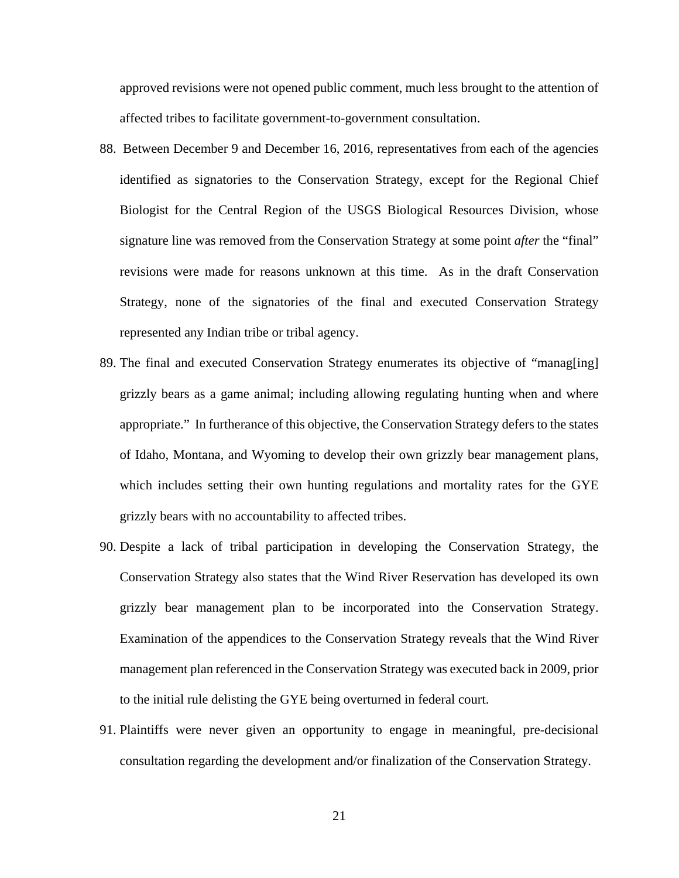approved revisions were not opened public comment, much less brought to the attention of affected tribes to facilitate government-to-government consultation.

88. Between December 9 and December 16, 2016, representatives from each of the agencies identified as signatories to the Conservation Strategy, except for the Regional Chief Biologist for the Central Region of the USGS Biological Resources Division, whose signature line was removed from the Conservation Strategy at some point *after* the "final" revisions were made for reasons unknown at this time. As in the draft Conservation Strategy, none of the signatories of the final and executed Conservation Strategy represented any Indian tribe or tribal agency.
89. The final and executed Conservation Strategy enumerates its objective of "manag[ing] grizzly bears as a game animal; including allowing regulating hunting when and where appropriate." In furtherance of this objective, the Conservation Strategy defers to the states of Idaho, Montana, and Wyoming to develop their own grizzly bear management plans, which includes setting their own hunting regulations and mortality rates for the GYE grizzly bears with no accountability to affected tribes.
90. Despite a lack of tribal participation in developing the Conservation Strategy, the Conservation Strategy also states that the Wind River Reservation has developed its own grizzly bear management plan to be incorporated into the Conservation Strategy. Examination of the appendices to the Conservation Strategy reveals that the Wind River management plan referenced in the Conservation Strategy was executed back in 2009, prior to the initial rule delisting the GYE being overturned in federal court.
91. Plaintiffs were never given an opportunity to engage in meaningful, pre-decisional consultation regarding the development and/or finalization of the Conservation Strategy.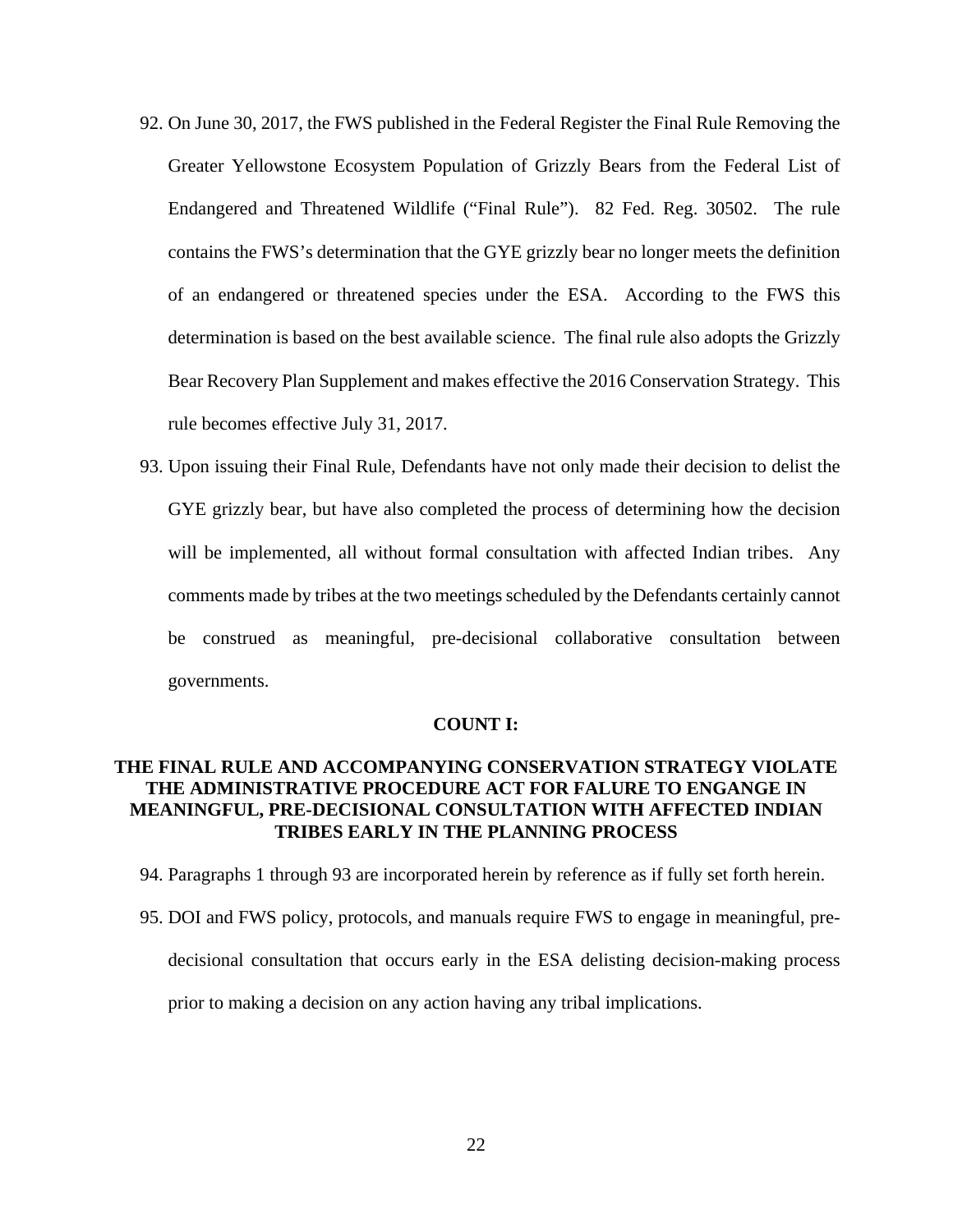92. On June 30, 2017, the FWS published in the Federal Register the Final Rule Removing the Greater Yellowstone Ecosystem Population of Grizzly Bears from the Federal List of Endangered and Threatened Wildlife ("Final Rule"). 82 Fed. Reg. 30502. The rule contains the FWS's determination that the GYE grizzly bear no longer meets the definition of an endangered or threatened species under the ESA. According to the FWS this determination is based on the best available science. The final rule also adopts the Grizzly Bear Recovery Plan Supplement and makes effective the 2016 Conservation Strategy. This rule becomes effective July 31, 2017.

93. Upon issuing their Final Rule, Defendants have not only made their decision to delist the GYE grizzly bear, but have also completed the process of determining how the decision will be implemented, all without formal consultation with affected Indian tribes. Any comments made by tribes at the two meetings scheduled by the Defendants certainly cannot be construed as meaningful, pre-decisional collaborative consultation between governments.

**COUNT I:**

**THE FINAL RULE AND ACCOMPANYING CONSERVATION STRATEGY VIOLATE THE ADMINISTRATIVE PROCEDURE ACT FOR FALURE TO ENGANGE IN MEANINGFUL, PRE-DECISIONAL CONSULTATION WITH AFFECTED INDIAN TRIBES EARLY IN THE PLANNING PROCESS**

94. Paragraphs 1 through 93 are incorporated herein by reference as if fully set forth herein.

95. DOI and FWS policy, protocols, and manuals require FWS to engage in meaningful, pre-decisional consultation that occurs early in the ESA delisting decision-making process prior to making a decision on any action having any tribal implications.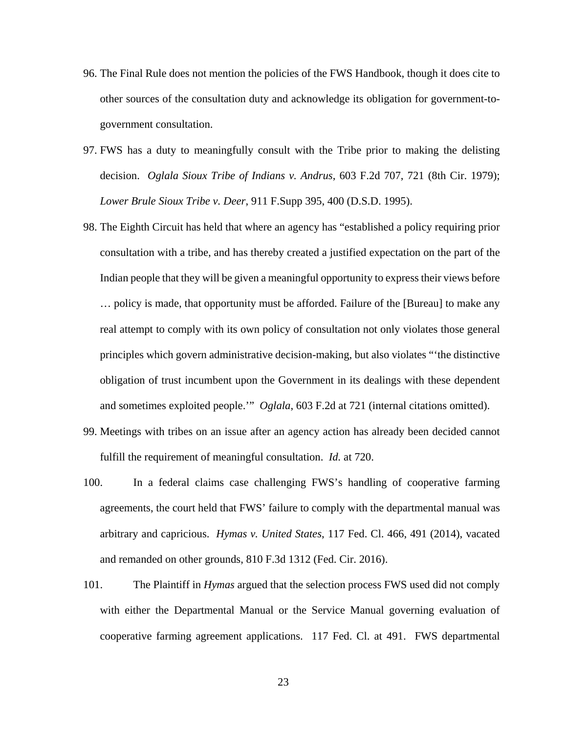96. The Final Rule does not mention the policies of the FWS Handbook, though it does cite to other sources of the consultation duty and acknowledge its obligation for government-to-government consultation.

97. FWS has a duty to meaningfully consult with the Tribe prior to making the delisting decision. *Oglala Sioux Tribe of Indians v. Andrus*, 603 F.2d 707, 721 (8th Cir. 1979); *Lower Brule Sioux Tribe v. Deer*, 911 F.Supp 395, 400 (D.S.D. 1995).

98. The Eighth Circuit has held that where an agency has "established a policy requiring prior consultation with a tribe, and has thereby created a justified expectation on the part of the Indian people that they will be given a meaningful opportunity to express their views before … policy is made, that opportunity must be afforded. Failure of the [Bureau] to make any real attempt to comply with its own policy of consultation not only violates those general principles which govern administrative decision-making, but also violates "'the distinctive obligation of trust incumbent upon the Government in its dealings with these dependent and sometimes exploited people.'" *Oglala*, 603 F.2d at 721 (internal citations omitted).

99. Meetings with tribes on an issue after an agency action has already been decided cannot fulfill the requirement of meaningful consultation. *Id.* at 720.

100. In a federal claims case challenging FWS's handling of cooperative farming agreements, the court held that FWS' failure to comply with the departmental manual was arbitrary and capricious. *Hymas v. United States*, 117 Fed. Cl. 466, 491 (2014), vacated and remanded on other grounds, 810 F.3d 1312 (Fed. Cir. 2016).

101. The Plaintiff in *Hymas* argued that the selection process FWS used did not comply with either the Departmental Manual or the Service Manual governing evaluation of cooperative farming agreement applications. 117 Fed. Cl. at 491. FWS departmental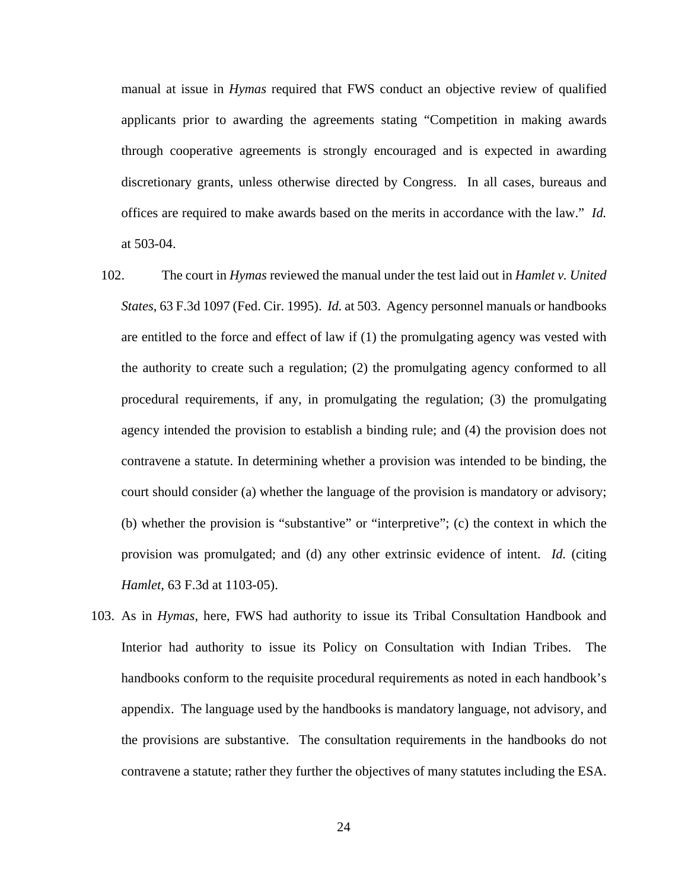manual at issue in *Hymas* required that FWS conduct an objective review of qualified applicants prior to awarding the agreements stating "Competition in making awards through cooperative agreements is strongly encouraged and is expected in awarding discretionary grants, unless otherwise directed by Congress. In all cases, bureaus and offices are required to make awards based on the merits in accordance with the law." *Id.* at 503-04.

102. The court in *Hymas* reviewed the manual under the test laid out in *Hamlet v. United States*, 63 F.3d 1097 (Fed. Cir. 1995). *Id.* at 503. Agency personnel manuals or handbooks are entitled to the force and effect of law if (1) the promulgating agency was vested with the authority to create such a regulation; (2) the promulgating agency conformed to all procedural requirements, if any, in promulgating the regulation; (3) the promulgating agency intended the provision to establish a binding rule; and (4) the provision does not contravene a statute. In determining whether a provision was intended to be binding, the court should consider (a) whether the language of the provision is mandatory or advisory; (b) whether the provision is "substantive" or "interpretive"; (c) the context in which the provision was promulgated; and (d) any other extrinsic evidence of intent. *Id.* (citing *Hamlet*, 63 F.3d at 1103-05).

103. As in *Hymas*, here, FWS had authority to issue its Tribal Consultation Handbook and Interior had authority to issue its Policy on Consultation with Indian Tribes. The handbooks conform to the requisite procedural requirements as noted in each handbook's appendix. The language used by the handbooks is mandatory language, not advisory, and the provisions are substantive. The consultation requirements in the handbooks do not contravene a statute; rather they further the objectives of many statutes including the ESA.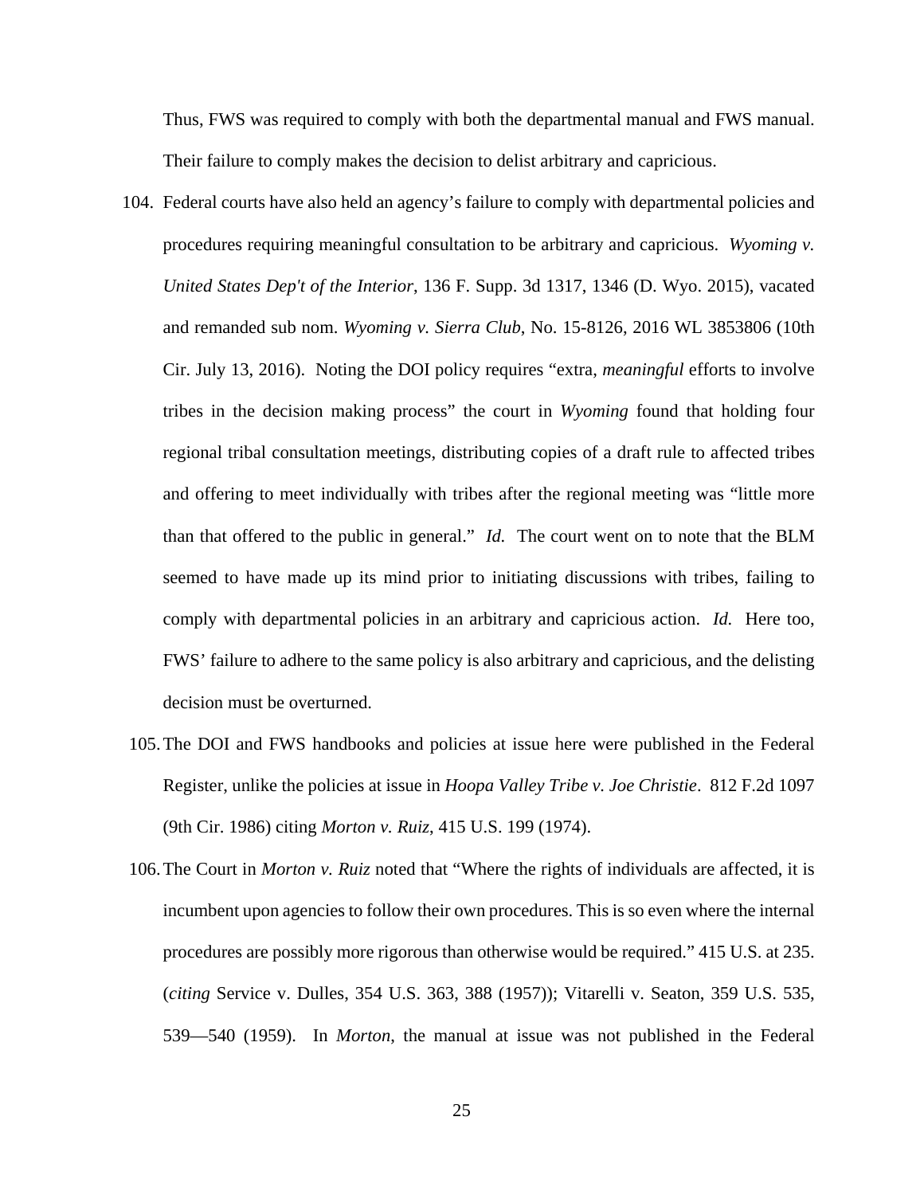Thus, FWS was required to comply with both the departmental manual and FWS manual. Their failure to comply makes the decision to delist arbitrary and capricious.

104. Federal courts have also held an agency's failure to comply with departmental policies and procedures requiring meaningful consultation to be arbitrary and capricious. *Wyoming v. United States Dep't of the Interior*, 136 F. Supp. 3d 1317, 1346 (D. Wyo. 2015), vacated and remanded sub nom. *Wyoming v. Sierra Club*, No. 15-8126, 2016 WL 3853806 (10th Cir. July 13, 2016). Noting the DOI policy requires "extra, *meaningful* efforts to involve tribes in the decision making process" the court in *Wyoming* found that holding four regional tribal consultation meetings, distributing copies of a draft rule to affected tribes and offering to meet individually with tribes after the regional meeting was "little more than that offered to the public in general." *Id.* The court went on to note that the BLM seemed to have made up its mind prior to initiating discussions with tribes, failing to comply with departmental policies in an arbitrary and capricious action. *Id.* Here too, FWS' failure to adhere to the same policy is also arbitrary and capricious, and the delisting decision must be overturned.

105. The DOI and FWS handbooks and policies at issue here were published in the Federal Register, unlike the policies at issue in *Hoopa Valley Tribe v. Joe Christie*. 812 F.2d 1097 (9th Cir. 1986) citing *Morton v. Ruiz*, 415 U.S. 199 (1974).

106. The Court in *Morton v. Ruiz* noted that "Where the rights of individuals are affected, it is incumbent upon agencies to follow their own procedures. This is so even where the internal procedures are possibly more rigorous than otherwise would be required." 415 U.S. at 235. (*citing* Service v. Dulles, 354 U.S. 363, 388 (1957)); Vitarelli v. Seaton, 359 U.S. 535, 539—540 (1959). In *Morton*, the manual at issue was not published in the Federal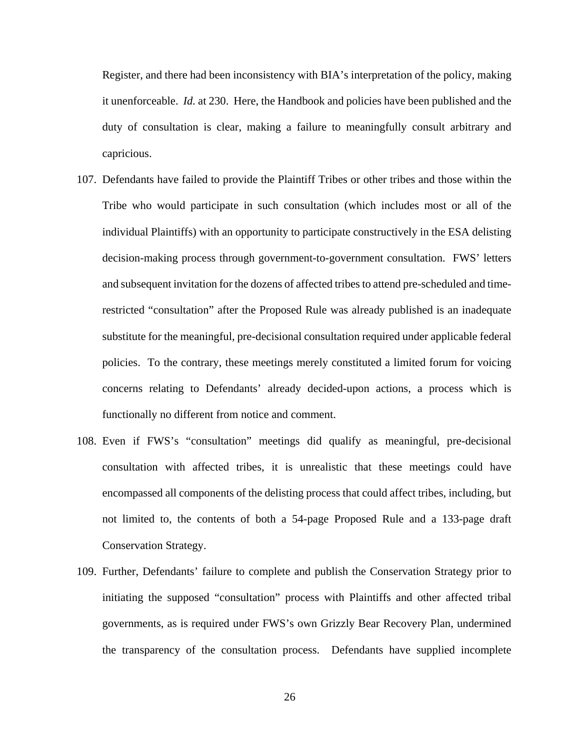Register, and there had been inconsistency with BIA's interpretation of the policy, making it unenforceable. *Id.* at 230. Here, the Handbook and policies have been published and the duty of consultation is clear, making a failure to meaningfully consult arbitrary and capricious.

107. Defendants have failed to provide the Plaintiff Tribes or other tribes and those within the Tribe who would participate in such consultation (which includes most or all of the individual Plaintiffs) with an opportunity to participate constructively in the ESA delisting decision-making process through government-to-government consultation. FWS' letters and subsequent invitation for the dozens of affected tribes to attend pre-scheduled and time-restricted "consultation" after the Proposed Rule was already published is an inadequate substitute for the meaningful, pre-decisional consultation required under applicable federal policies. To the contrary, these meetings merely constituted a limited forum for voicing concerns relating to Defendants' already decided-upon actions, a process which is functionally no different from notice and comment.

108. Even if FWS's "consultation" meetings did qualify as meaningful, pre-decisional consultation with affected tribes, it is unrealistic that these meetings could have encompassed all components of the delisting process that could affect tribes, including, but not limited to, the contents of both a 54-page Proposed Rule and a 133-page draft Conservation Strategy.

109. Further, Defendants' failure to complete and publish the Conservation Strategy prior to initiating the supposed "consultation" process with Plaintiffs and other affected tribal governments, as is required under FWS's own Grizzly Bear Recovery Plan, undermined the transparency of the consultation process. Defendants have supplied incomplete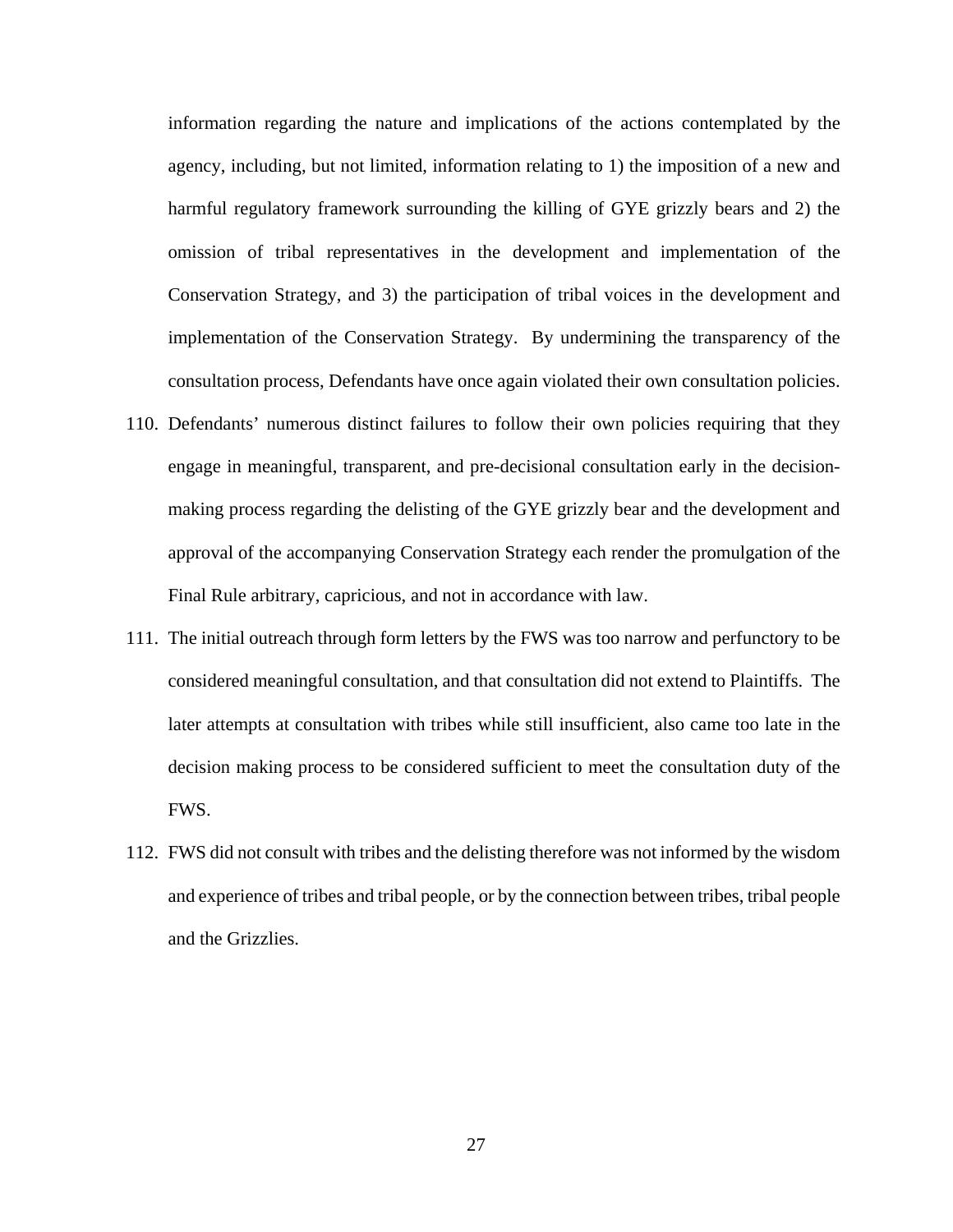information regarding the nature and implications of the actions contemplated by the agency, including, but not limited, information relating to 1) the imposition of a new and harmful regulatory framework surrounding the killing of GYE grizzly bears and 2) the omission of tribal representatives in the development and implementation of the Conservation Strategy, and 3) the participation of tribal voices in the development and implementation of the Conservation Strategy. By undermining the transparency of the consultation process, Defendants have once again violated their own consultation policies.

110. Defendants' numerous distinct failures to follow their own policies requiring that they engage in meaningful, transparent, and pre-decisional consultation early in the decision-making process regarding the delisting of the GYE grizzly bear and the development and approval of the accompanying Conservation Strategy each render the promulgation of the Final Rule arbitrary, capricious, and not in accordance with law.

111. The initial outreach through form letters by the FWS was too narrow and perfunctory to be considered meaningful consultation, and that consultation did not extend to Plaintiffs. The later attempts at consultation with tribes while still insufficient, also came too late in the decision making process to be considered sufficient to meet the consultation duty of the FWS.

112. FWS did not consult with tribes and the delisting therefore was not informed by the wisdom and experience of tribes and tribal people, or by the connection between tribes, tribal people and the Grizzlies.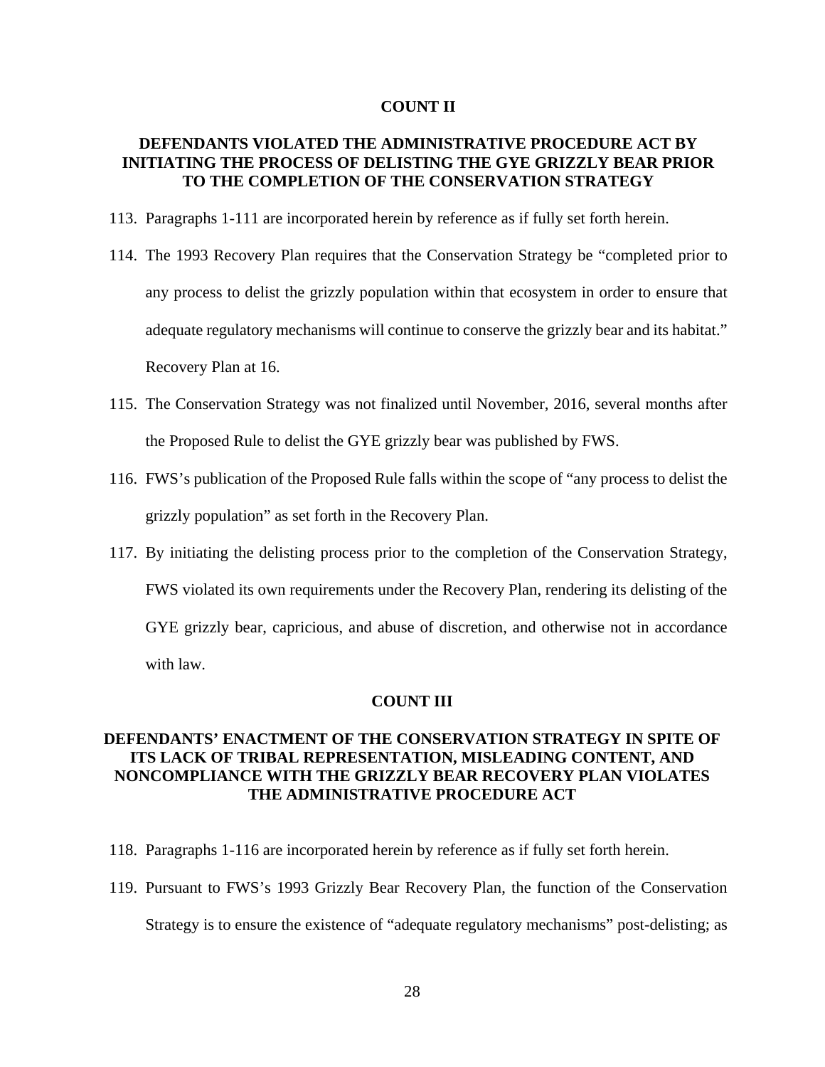**COUNT II**

**DEFENDANTS VIOLATED THE ADMINISTRATIVE PROCEDURE ACT BY INITIATING THE PROCESS OF DELISTING THE GYE GRIZZLY BEAR PRIOR TO THE COMPLETION OF THE CONSERVATION STRATEGY**

113. Paragraphs 1-111 are incorporated herein by reference as if fully set forth herein.

114. The 1993 Recovery Plan requires that the Conservation Strategy be "completed prior to any process to delist the grizzly population within that ecosystem in order to ensure that adequate regulatory mechanisms will continue to conserve the grizzly bear and its habitat." Recovery Plan at 16.

115. The Conservation Strategy was not finalized until November, 2016, several months after the Proposed Rule to delist the GYE grizzly bear was published by FWS.

116. FWS's publication of the Proposed Rule falls within the scope of "any process to delist the grizzly population" as set forth in the Recovery Plan.

117. By initiating the delisting process prior to the completion of the Conservation Strategy, FWS violated its own requirements under the Recovery Plan, rendering its delisting of the GYE grizzly bear, capricious, and abuse of discretion, and otherwise not in accordance with law.

**COUNT III**

**DEFENDANTS' ENACTMENT OF THE CONSERVATION STRATEGY IN SPITE OF ITS LACK OF TRIBAL REPRESENTATION, MISLEADING CONTENT, AND NONCOMPLIANCE WITH THE GRIZZLY BEAR RECOVERY PLAN VIOLATES THE ADMINISTRATIVE PROCEDURE ACT**

118. Paragraphs 1-116 are incorporated herein by reference as if fully set forth herein.

119. Pursuant to FWS's 1993 Grizzly Bear Recovery Plan, the function of the Conservation Strategy is to ensure the existence of "adequate regulatory mechanisms" post-delisting; as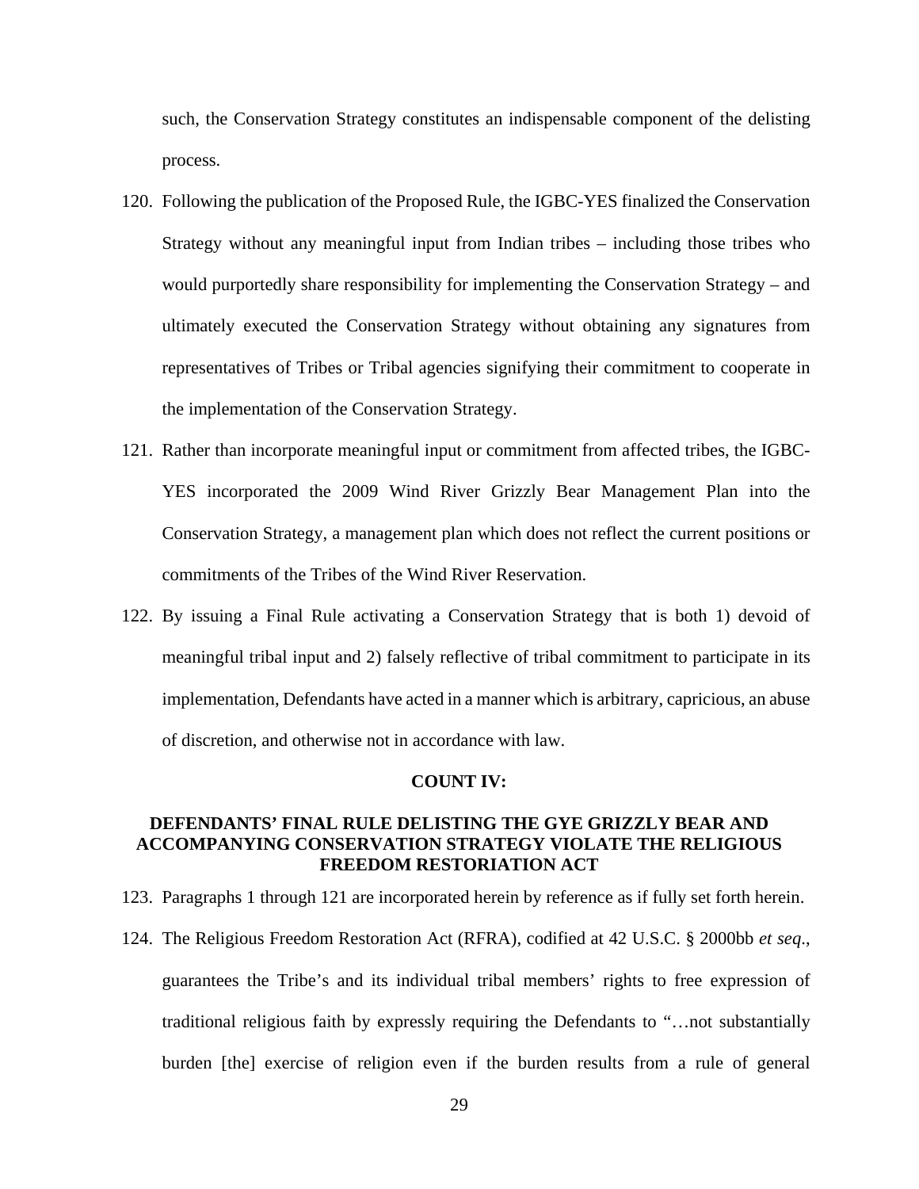such, the Conservation Strategy constitutes an indispensable component of the delisting process.

120. Following the publication of the Proposed Rule, the IGBC-YES finalized the Conservation Strategy without any meaningful input from Indian tribes – including those tribes who would purportedly share responsibility for implementing the Conservation Strategy – and ultimately executed the Conservation Strategy without obtaining any signatures from representatives of Tribes or Tribal agencies signifying their commitment to cooperate in the implementation of the Conservation Strategy.

121. Rather than incorporate meaningful input or commitment from affected tribes, the IGBC-YES incorporated the 2009 Wind River Grizzly Bear Management Plan into the Conservation Strategy, a management plan which does not reflect the current positions or commitments of the Tribes of the Wind River Reservation.

122. By issuing a Final Rule activating a Conservation Strategy that is both 1) devoid of meaningful tribal input and 2) falsely reflective of tribal commitment to participate in its implementation, Defendants have acted in a manner which is arbitrary, capricious, an abuse of discretion, and otherwise not in accordance with law.

**COUNT IV:**

**DEFENDANTS' FINAL RULE DELISTING THE GYE GRIZZLY BEAR AND ACCOMPANYING CONSERVATION STRATEGY VIOLATE THE RELIGIOUS FREEDOM RESTORATION ACT**

123. Paragraphs 1 through 121 are incorporated herein by reference as if fully set forth herein.

124. The Religious Freedom Restoration Act (RFRA), codified at 42 U.S.C. § 2000bb *et seq.*, guarantees the Tribe's and its individual tribal members' rights to free expression of traditional religious faith by expressly requiring the Defendants to "…not substantially burden [the] exercise of religion even if the burden results from a rule of general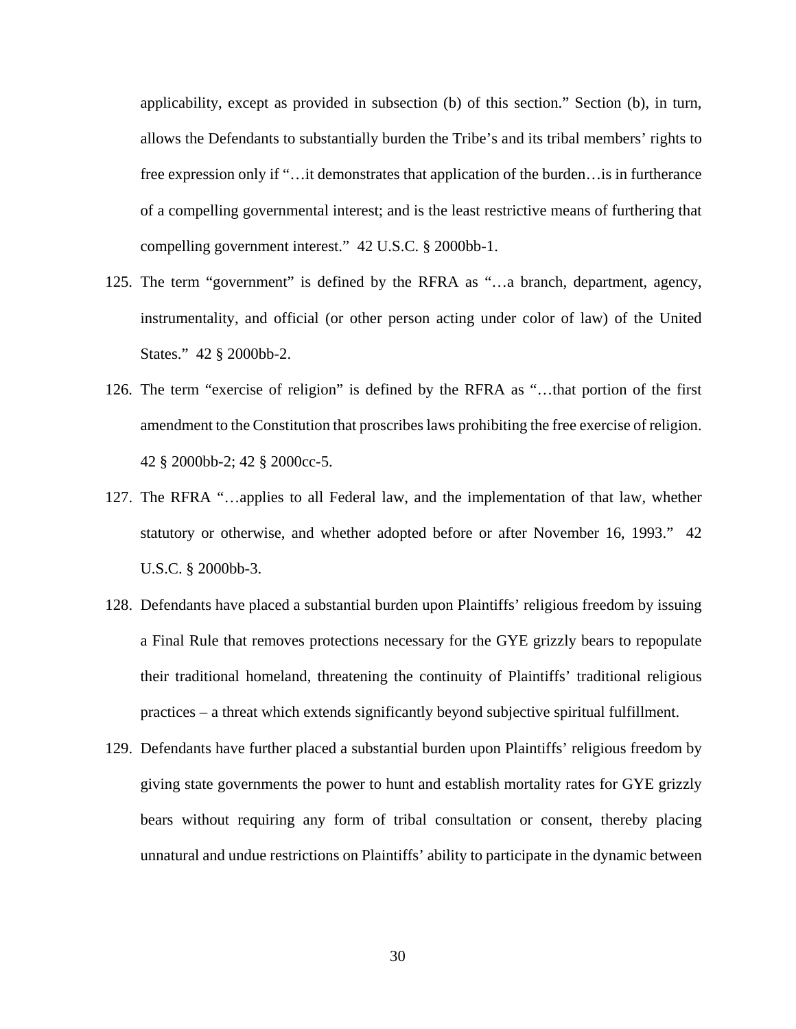applicability, except as provided in subsection (b) of this section." Section (b), in turn, allows the Defendants to substantially burden the Tribe's and its tribal members' rights to free expression only if "…it demonstrates that application of the burden…is in furtherance of a compelling governmental interest; and is the least restrictive means of furthering that compelling government interest." 42 U.S.C. § 2000bb-1.

125. The term "government" is defined by the RFRA as "…a branch, department, agency, instrumentality, and official (or other person acting under color of law) of the United States." 42 § 2000bb-2.

126. The term "exercise of religion" is defined by the RFRA as "…that portion of the first amendment to the Constitution that proscribes laws prohibiting the free exercise of religion. 42 § 2000bb-2; 42 § 2000cc-5.

127. The RFRA "…applies to all Federal law, and the implementation of that law, whether statutory or otherwise, and whether adopted before or after November 16, 1993." 42 U.S.C. § 2000bb-3.

128. Defendants have placed a substantial burden upon Plaintiffs' religious freedom by issuing a Final Rule that removes protections necessary for the GYE grizzly bears to repopulate their traditional homeland, threatening the continuity of Plaintiffs' traditional religious practices – a threat which extends significantly beyond subjective spiritual fulfillment.

129. Defendants have further placed a substantial burden upon Plaintiffs' religious freedom by giving state governments the power to hunt and establish mortality rates for GYE grizzly bears without requiring any form of tribal consultation or consent, thereby placing unnatural and undue restrictions on Plaintiffs' ability to participate in the dynamic between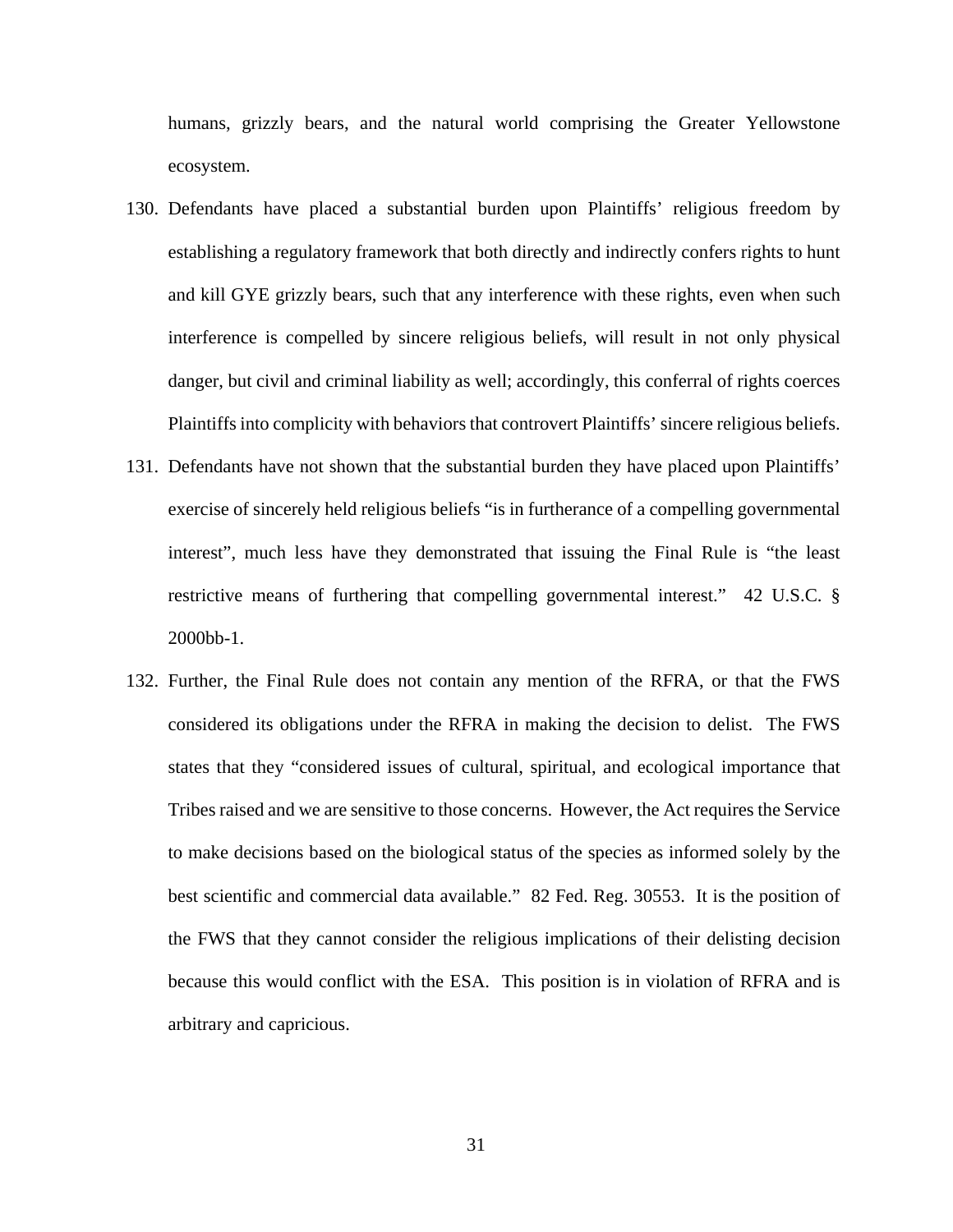humans, grizzly bears, and the natural world comprising the Greater Yellowstone ecosystem.

130. Defendants have placed a substantial burden upon Plaintiffs' religious freedom by establishing a regulatory framework that both directly and indirectly confers rights to hunt and kill GYE grizzly bears, such that any interference with these rights, even when such interference is compelled by sincere religious beliefs, will result in not only physical danger, but civil and criminal liability as well; accordingly, this conferral of rights coerces Plaintiffs into complicity with behaviors that controvert Plaintiffs' sincere religious beliefs.

131. Defendants have not shown that the substantial burden they have placed upon Plaintiffs' exercise of sincerely held religious beliefs "is in furtherance of a compelling governmental interest", much less have they demonstrated that issuing the Final Rule is "the least restrictive means of furthering that compelling governmental interest." 42 U.S.C. § 2000bb-1.

132. Further, the Final Rule does not contain any mention of the RFRA, or that the FWS considered its obligations under the RFRA in making the decision to delist. The FWS states that they "considered issues of cultural, spiritual, and ecological importance that Tribes raised and we are sensitive to those concerns. However, the Act requires the Service to make decisions based on the biological status of the species as informed solely by the best scientific and commercial data available." 82 Fed. Reg. 30553. It is the position of the FWS that they cannot consider the religious implications of their delisting decision because this would conflict with the ESA. This position is in violation of RFRA and is arbitrary and capricious.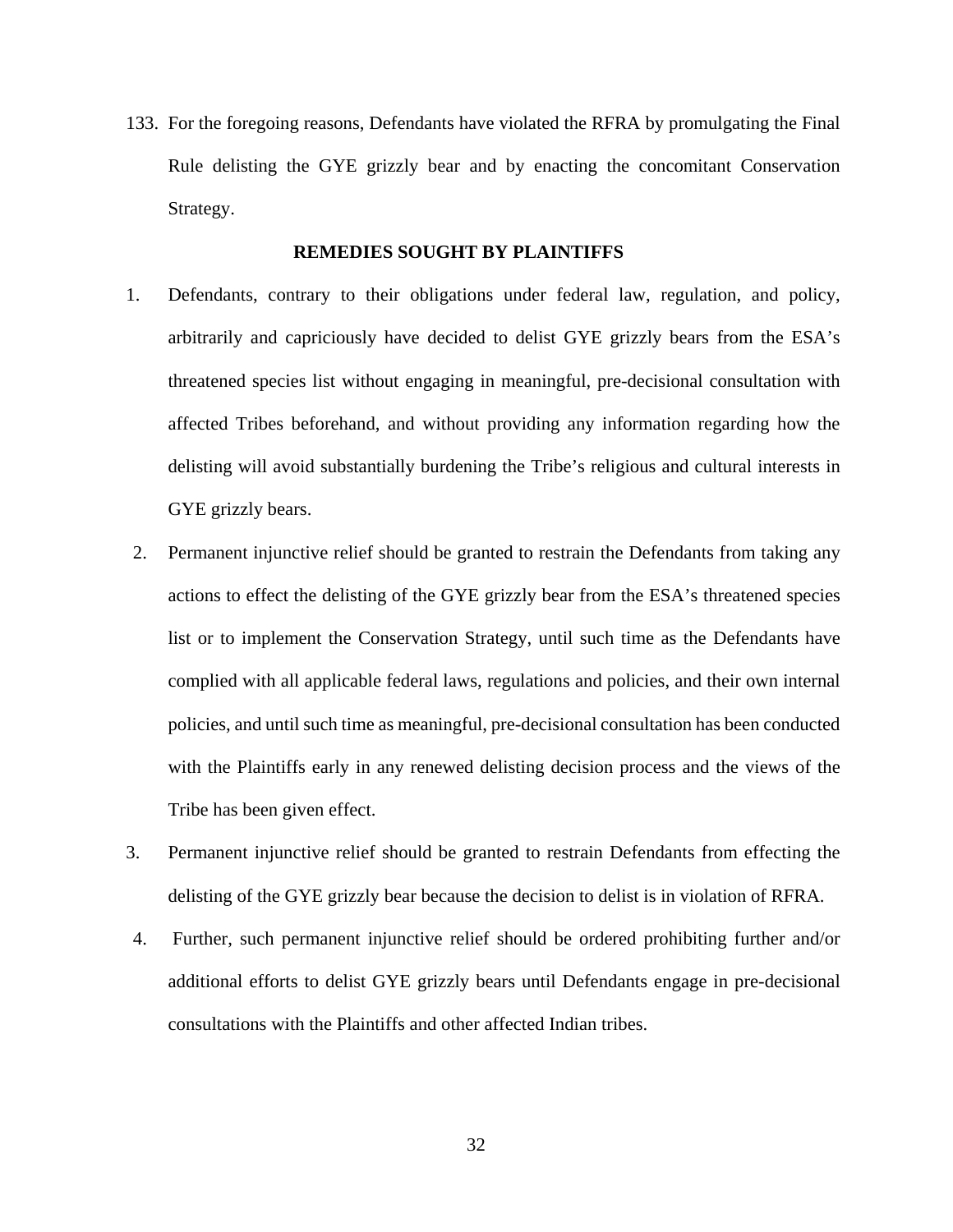133. For the foregoing reasons, Defendants have violated the RFRA by promulgating the Final Rule delisting the GYE grizzly bear and by enacting the concomitant Conservation Strategy.

**REMEDIES SOUGHT BY PLAINTIFFS**

1. Defendants, contrary to their obligations under federal law, regulation, and policy, arbitrarily and capriciously have decided to delist GYE grizzly bears from the ESA's threatened species list without engaging in meaningful, pre-decisional consultation with affected Tribes beforehand, and without providing any information regarding how the delisting will avoid substantially burdening the Tribe's religious and cultural interests in GYE grizzly bears.
2. Permanent injunctive relief should be granted to restrain the Defendants from taking any actions to effect the delisting of the GYE grizzly bear from the ESA's threatened species list or to implement the Conservation Strategy, until such time as the Defendants have complied with all applicable federal laws, regulations and policies, and their own internal policies, and until such time as meaningful, pre-decisional consultation has been conducted with the Plaintiffs early in any renewed delisting decision process and the views of the Tribe has been given effect.
3. Permanent injunctive relief should be granted to restrain Defendants from effecting the delisting of the GYE grizzly bear because the decision to delist is in violation of RFRA.
4. Further, such permanent injunctive relief should be ordered prohibiting further and/or additional efforts to delist GYE grizzly bears until Defendants engage in pre-decisional consultations with the Plaintiffs and other affected Indian tribes.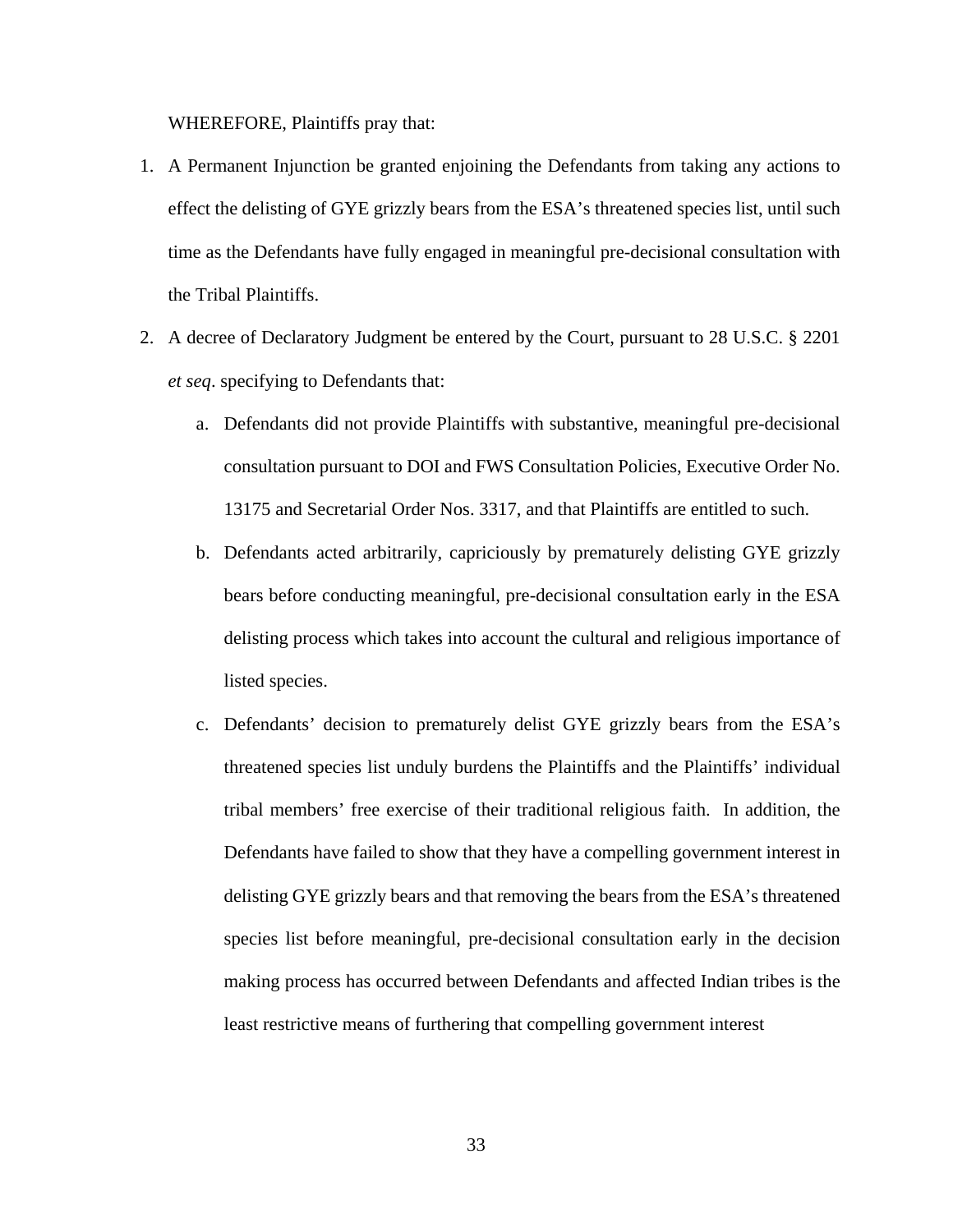WHEREFORE, Plaintiffs pray that:

1. A Permanent Injunction be granted enjoining the Defendants from taking any actions to effect the delisting of GYE grizzly bears from the ESA's threatened species list, until such time as the Defendants have fully engaged in meaningful pre-decisional consultation with the Tribal Plaintiffs.
2. A decree of Declaratory Judgment be entered by the Court, pursuant to 28 U.S.C. § 2201 *et seq*. specifying to Defendants that:
   a. Defendants did not provide Plaintiffs with substantive, meaningful pre-decisional consultation pursuant to DOI and FWS Consultation Policies, Executive Order No. 13175 and Secretarial Order Nos. 3317, and that Plaintiffs are entitled to such.
   b. Defendants acted arbitrarily, capriciously by prematurely delisting GYE grizzly bears before conducting meaningful, pre-decisional consultation early in the ESA delisting process which takes into account the cultural and religious importance of listed species.
   c. Defendants' decision to prematurely delist GYE grizzly bears from the ESA's threatened species list unduly burdens the Plaintiffs and the Plaintiffs' individual tribal members' free exercise of their traditional religious faith. In addition, the Defendants have failed to show that they have a compelling government interest in delisting GYE grizzly bears and that removing the bears from the ESA's threatened species list before meaningful, pre-decisional consultation early in the decision making process has occurred between Defendants and affected Indian tribes is the least restrictive means of furthering that compelling government interest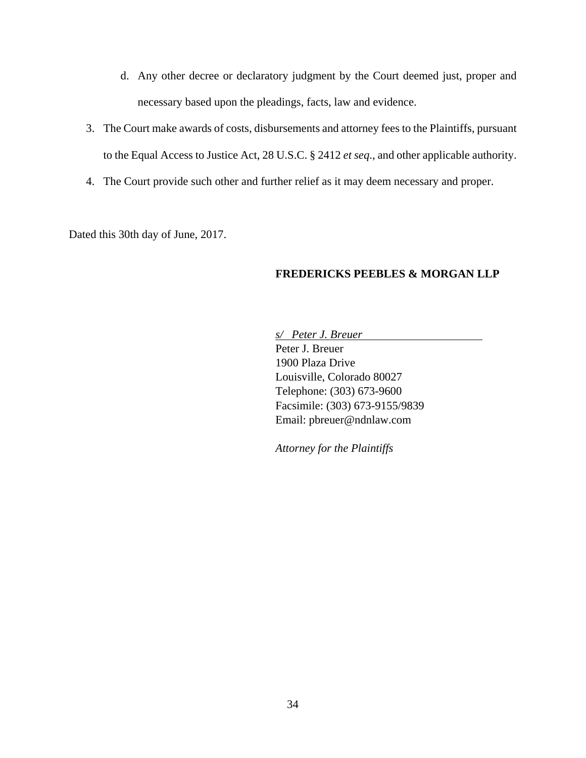d. Any other decree or declaratory judgment by the Court deemed just, proper and necessary based upon the pleadings, facts, law and evidence.

3. The Court make awards of costs, disbursements and attorney fees to the Plaintiffs, pursuant to the Equal Access to Justice Act, 28 U.S.C. § 2412 *et seq*., and other applicable authority.
4. The Court provide such other and further relief as it may deem necessary and proper.

Dated this 30th day of June, 2017.

**FREDERICKS PEEBLES & MORGAN LLP**

*s/ Peter J. Breuer*
Peter J. Breuer
1900 Plaza Drive
Louisville, Colorado 80027
Telephone: (303) 673-9600
Facsimile: (303) 673-9155/9839
Email: pbreuer@ndnlaw.com

*Attorney for the Plaintiffs*